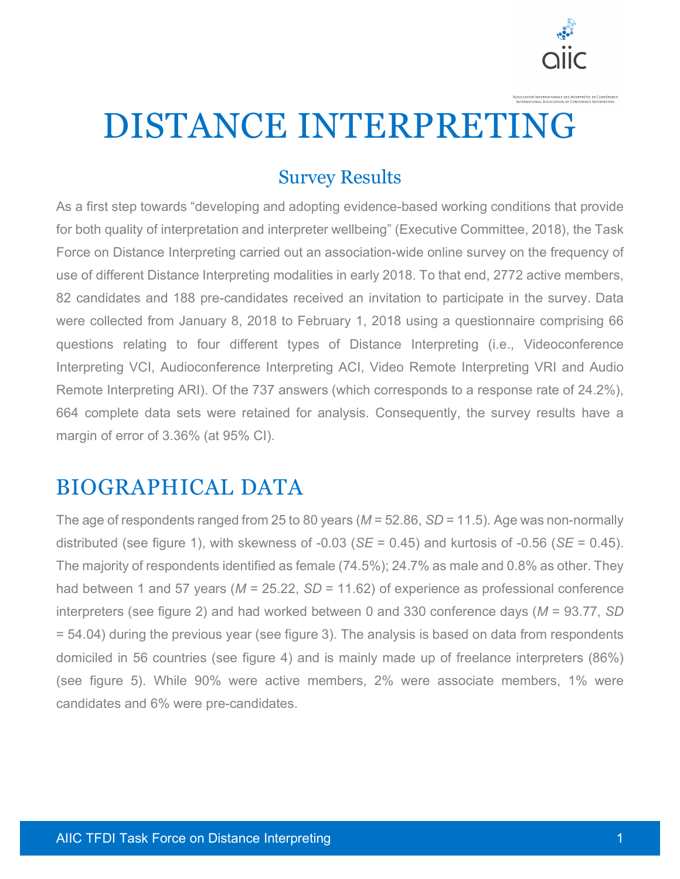# DISTANCE INTERPRETING

## Survey Results

As a first step towards "developing and adopting evidence-based working conditions that provide for both quality of interpretation and interpreter wellbeing" (Executive Committee, 2018), the Task Force on Distance Interpreting carried out an association-wide online survey on the frequency of use of different Distance Interpreting modalities in early 2018. To that end, 2772 active members, 82 candidates and 188 pre-candidates received an invitation to participate in the survey. Data were collected from January 8, 2018 to February 1, 2018 using a questionnaire comprising 66 questions relating to four different types of Distance Interpreting (i.e., Videoconference Interpreting VCI, Audioconference Interpreting ACI, Video Remote Interpreting VRI and Audio Remote Interpreting ARI). Of the 737 answers (which corresponds to a response rate of 24.2%), 664 complete data sets were retained for analysis. Consequently, the survey results have a margin of error of 3.36% (at 95% CI).

## BIOGRAPHICAL DATA

The age of respondents ranged from 25 to 80 years ($M$ = 52.86, $SD$ = 11.5). Age was non-normally distributed (see figure 1), with skewness of -0.03 ($SE$ = 0.45) and kurtosis of -0.56 ($SE$ = 0.45). The majority of respondents identified as female (74.5%); 24.7% as male and 0.8% as other. They had between 1 and 57 years ($M$ = 25.22, $SD$ = 11.62) of experience as professional conference interpreters (see figure 2) and had worked between 0 and 330 conference days ($M$ = 93.77, $SD$ = 54.04) during the previous year (see figure 3). The analysis is based on data from respondents domiciled in 56 countries (see figure 4) and is mainly made up of freelance interpreters (86%) (see figure 5). While 90% were active members, 2% were associate members, 1% were candidates and 6% were pre-candidates.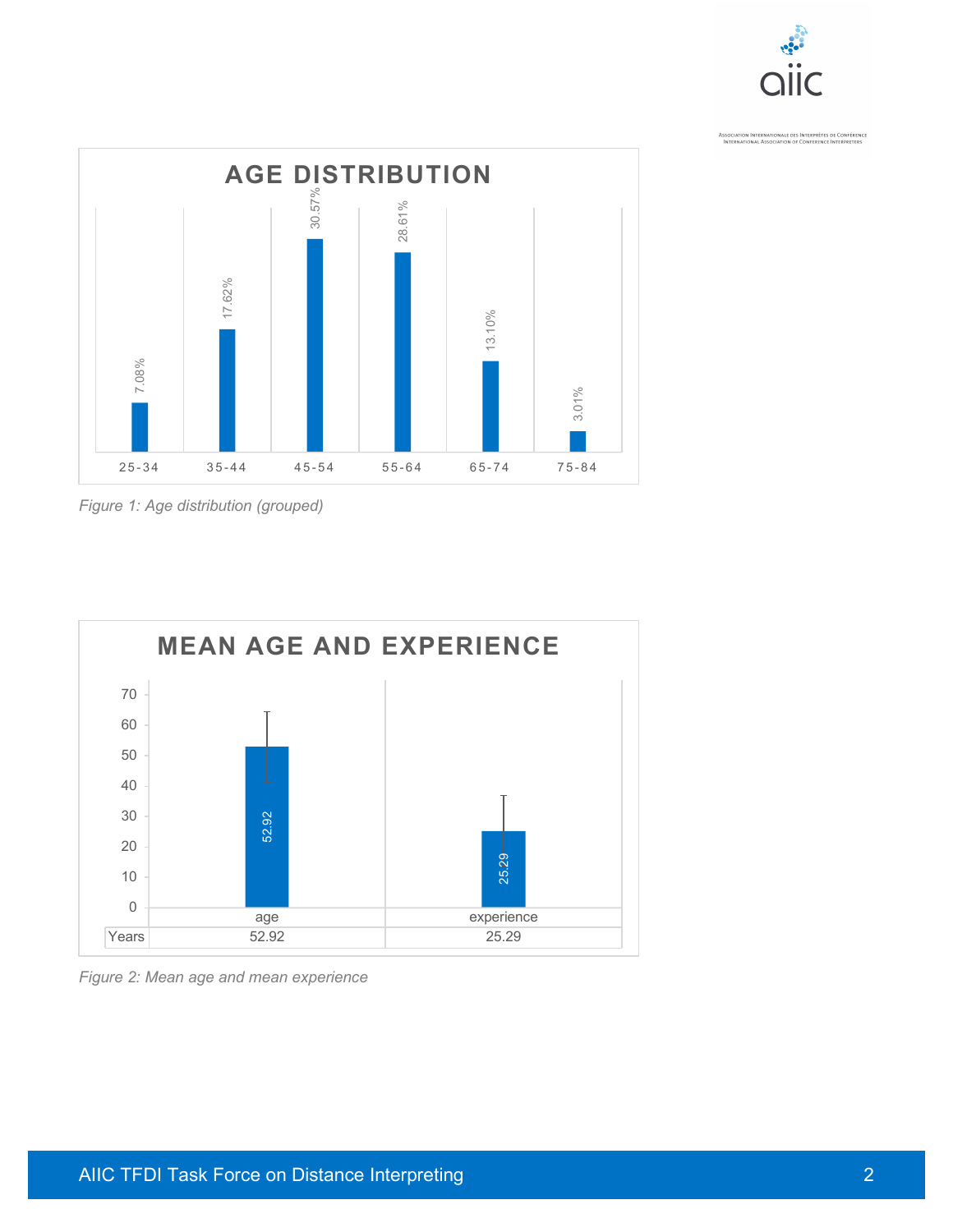**AGE DISTRIBUTION**

| Age group | Percentage |
|---|---|
| 25-34 | 7.08% |
| 35-44 | 17.62% |
| 45-54 | 30.57% |
| 55-64 | 28.61% |
| 65-74 | 13.10% |
| 75-84 | 3.01% |

*Figure 1: Age distribution (grouped)*

**MEAN AGE AND EXPERIENCE**

| | age | experience |
|---|---|---|
| Years | 52.92 | 25.29 |

*Figure 2: Mean age and mean experience*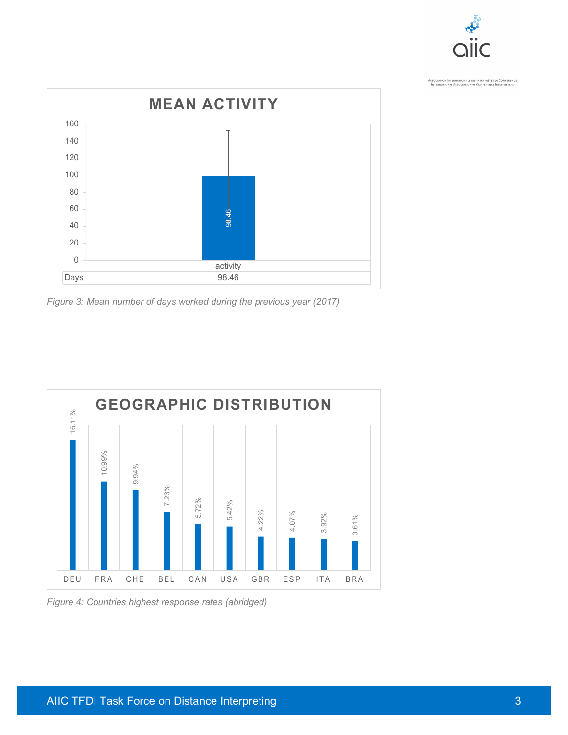**MEAN ACTIVITY**

| | activity |
|---|---|
| Days | 98.46 |

*Figure 3: Mean number of days worked during the previous year (2017)*

**GEOGRAPHIC DISTRIBUTION**

| DEU | FRA | CHE | BEL | CAN | USA | GBR | ESP | ITA | BRA |
|---|---|---|---|---|---|---|---|---|---|
| 16.11% | 10.99% | 9.94% | 7.23% | 5.72% | 5.42% | 4.22% | 4.07% | 3.92% | 3.61% |

*Figure 4: Countries highest response rates (abridged)*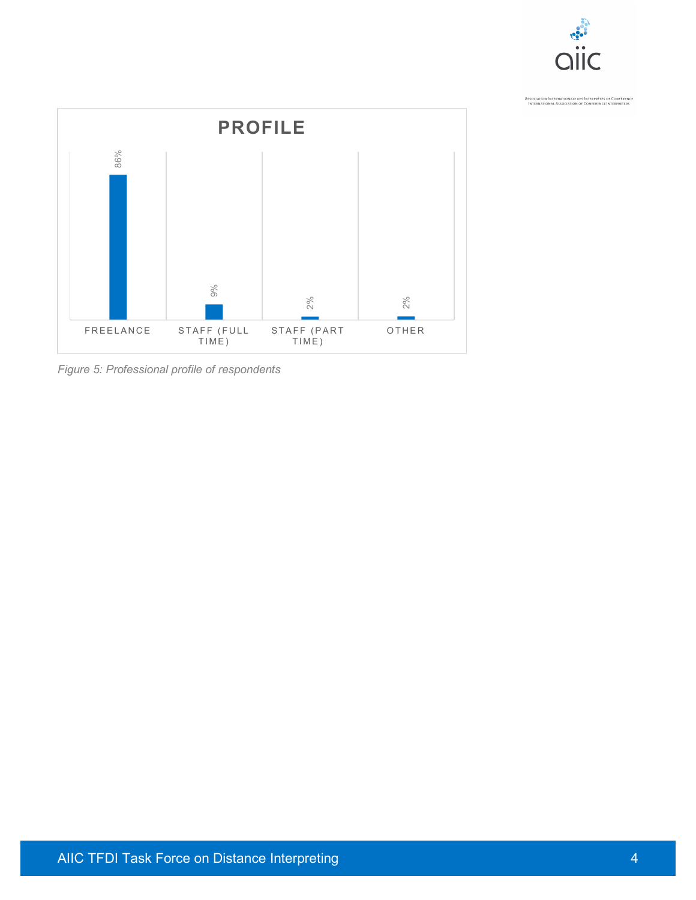**PROFILE**

| | FREELANCE | STAFF (FULL TIME) | STAFF (PART TIME) | OTHER |
|---|---|---|---|---|
| | 86% | 9% | 2% | 2% |

*Figure 5: Professional profile of respondents*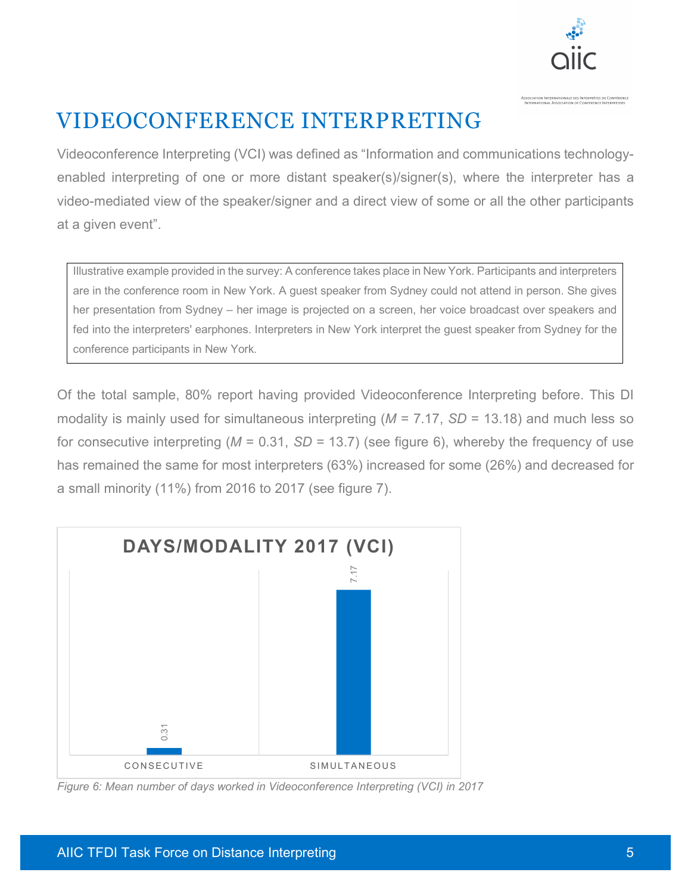# VIDEOCONFERENCE INTERPRETING

Videoconference Interpreting (VCI) was defined as "Information and communications technology-enabled interpreting of one or more distant speaker(s)/signer(s), where the interpreter has a video-mediated view of the speaker/signer and a direct view of some or all the other participants at a given event".

> Illustrative example provided in the survey: A conference takes place in New York. Participants and interpreters are in the conference room in New York. A guest speaker from Sydney could not attend in person. She gives her presentation from Sydney – her image is projected on a screen, her voice broadcast over speakers and fed into the interpreters' earphones. Interpreters in New York interpret the guest speaker from Sydney for the conference participants in New York.

Of the total sample, 80% report having provided Videoconference Interpreting before. This DI modality is mainly used for simultaneous interpreting (*M* = 7.17, *SD* = 13.18) and much less so for consecutive interpreting (*M* = 0.31, *SD* = 13.7) (see figure 6), whereby the frequency of use has remained the same for most interpreters (63%) increased for some (26%) and decreased for a small minority (11%) from 2016 to 2017 (see figure 7).

**DAYS/MODALITY 2017 (VCI)**

| Modality | Mean days |
|---|---|
| CONSECUTIVE | 0.31 |
| SIMULTANEOUS | 7.17 |

*Figure 6: Mean number of days worked in Videoconference Interpreting (VCI) in 2017*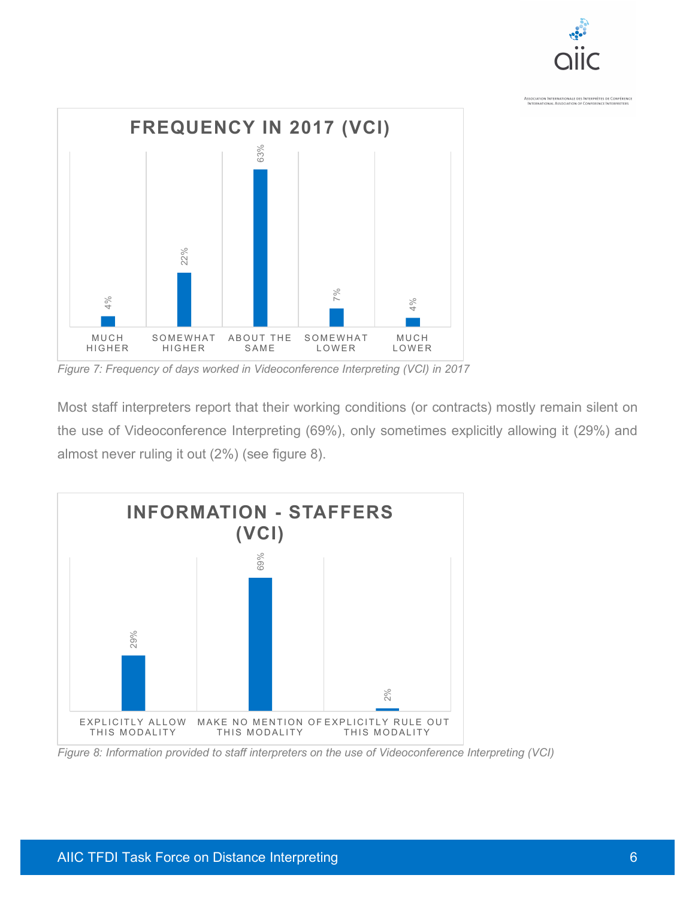**FREQUENCY IN 2017 (VCI)**

| Much higher | Somewhat higher | About the same | Somewhat lower | Much lower |
| --- | --- | --- | --- | --- |
| 4% | 22% | 63% | 7% | 4% |

*Figure 7: Frequency of days worked in Videoconference Interpreting (VCI) in 2017*

Most staff interpreters report that their working conditions (or contracts) mostly remain silent on the use of Videoconference Interpreting (69%), only sometimes explicitly allowing it (29%) and almost never ruling it out (2%) (see figure 8).

**INFORMATION - STAFFERS (VCI)**

| Explicitly allow this modality | Make no mention of this modality | Explicitly rule out this modality |
| --- | --- | --- |
| 29% | 69% | 2% |

*Figure 8: Information provided to staff interpreters on the use of Videoconference Interpreting (VCI)*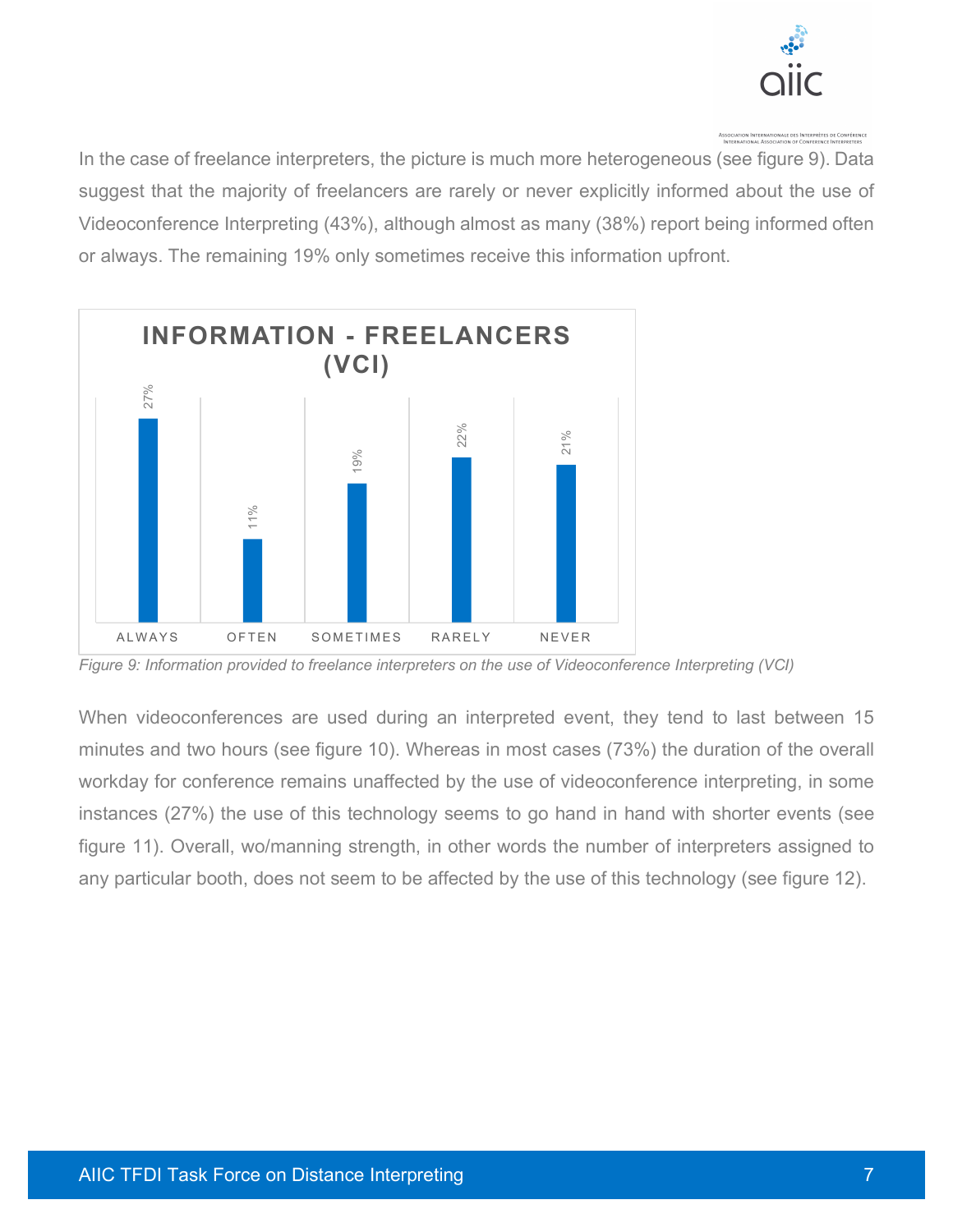In the case of freelance interpreters, the picture is much more heterogeneous (see figure 9). Data suggest that the majority of freelancers are rarely or never explicitly informed about the use of Videoconference Interpreting (43%), although almost as many (38%) report being informed often or always. The remaining 19% only sometimes receive this information upfront.

| INFORMATION - FREELANCERS (VCI) | |
|---|---|
| ALWAYS | 27% |
| OFTEN | 11% |
| SOMETIMES | 19% |
| RARELY | 22% |
| NEVER | 21% |

*Figure 9: Information provided to freelance interpreters on the use of Videoconference Interpreting (VCI)*

When videoconferences are used during an interpreted event, they tend to last between 15 minutes and two hours (see figure 10). Whereas in most cases (73%) the duration of the overall workday for conference remains unaffected by the use of videoconference interpreting, in some instances (27%) the use of this technology seems to go hand in hand with shorter events (see figure 11). Overall, wo/manning strength, in other words the number of interpreters assigned to any particular booth, does not seem to be affected by the use of this technology (see figure 12).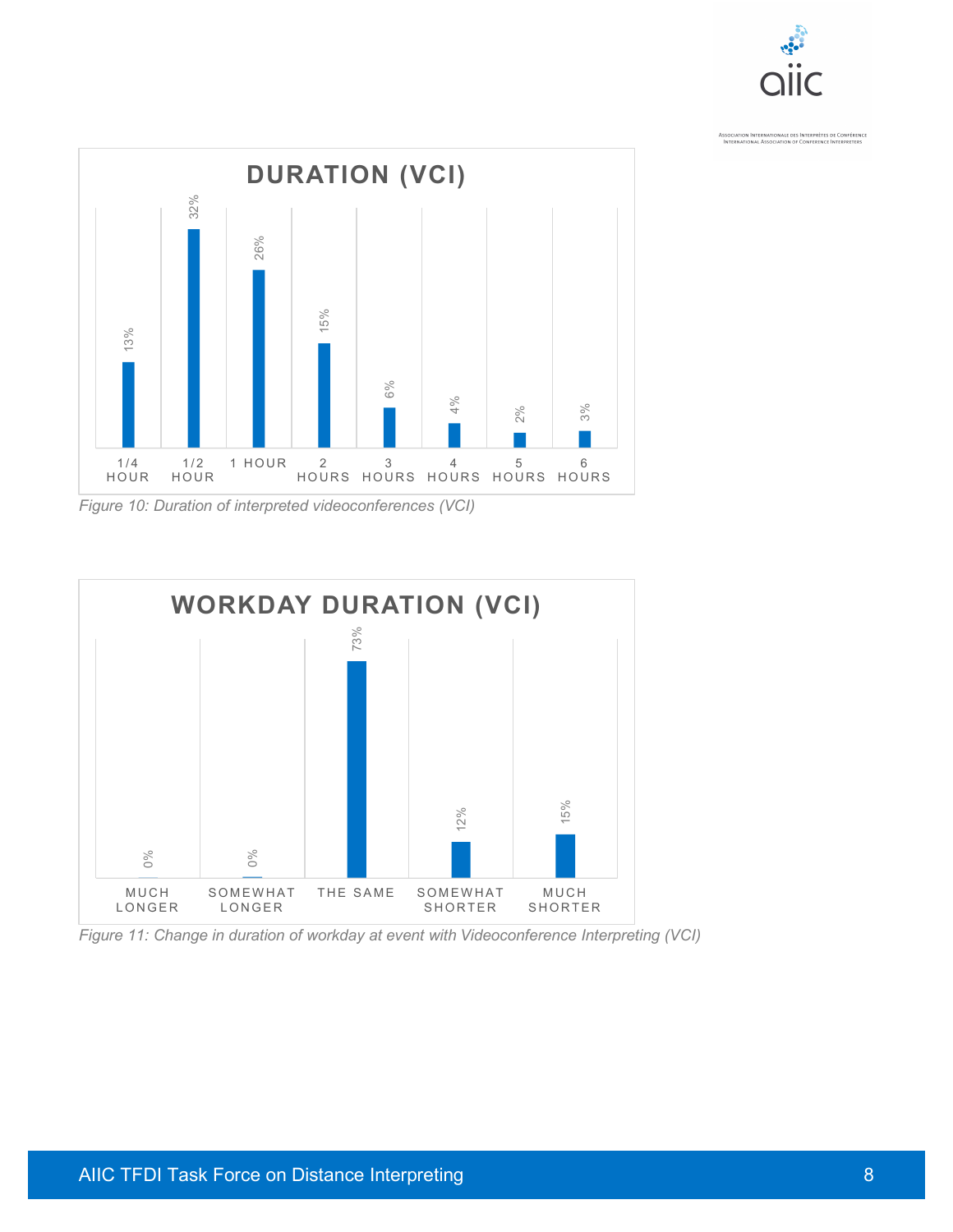**DURATION (VCI)**

| 1/4 HOUR | 1/2 HOUR | 1 HOUR | 2 HOURS | 3 HOURS | 4 HOURS | 5 HOURS | 6 HOURS |
|---|---|---|---|---|---|---|---|
| 13% | 32% | 26% | 15% | 6% | 4% | 2% | 3% |

*Figure 10: Duration of interpreted videoconferences (VCI)*

**WORKDAY DURATION (VCI)**

| MUCH LONGER | SOMEWHAT LONGER | THE SAME | SOMEWHAT SHORTER | MUCH SHORTER |
|---|---|---|---|---|
| 0% | 0% | 73% | 12% | 15% |

*Figure 11: Change in duration of workday at event with Videoconference Interpreting (VCI)*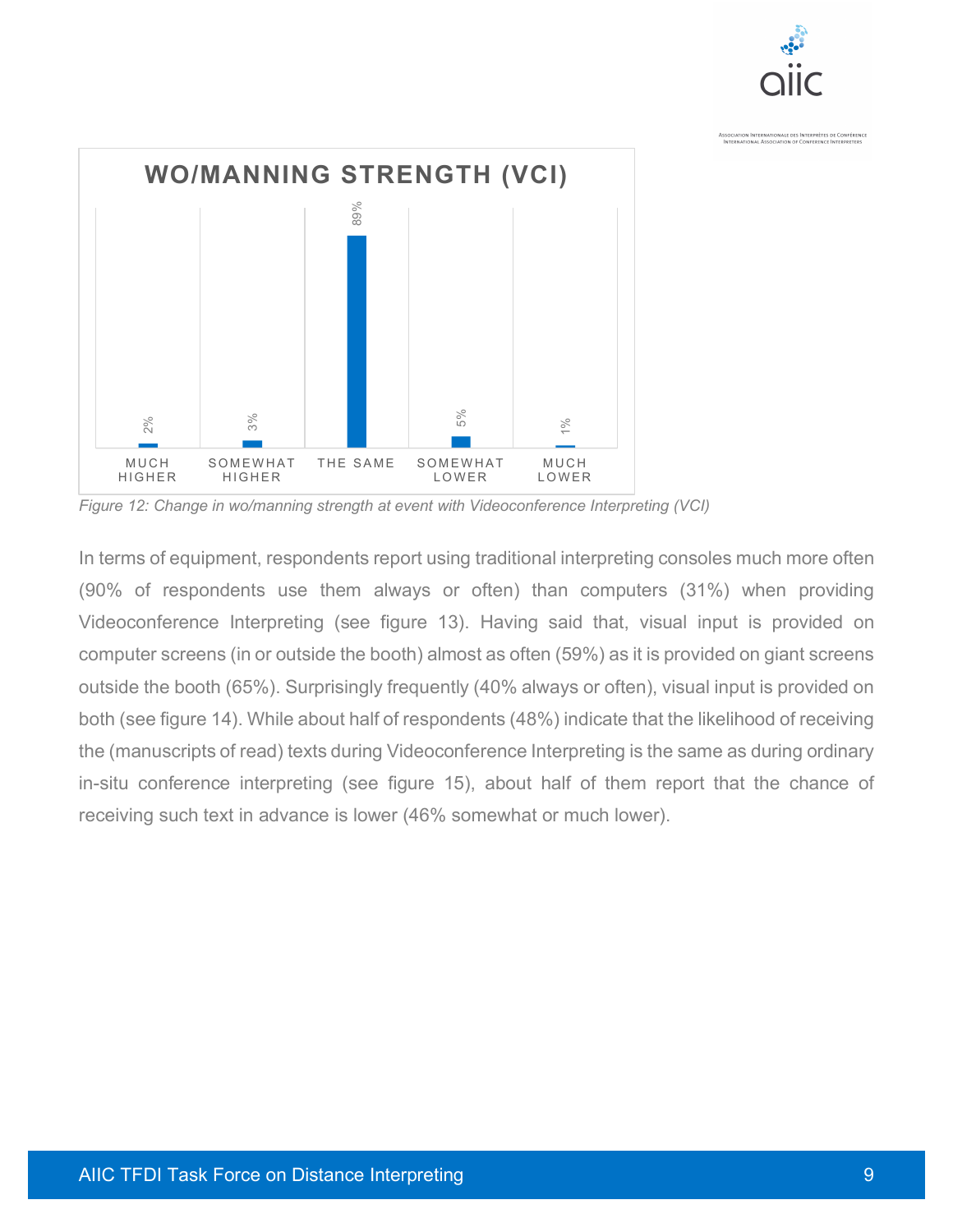**WO/MANNING STRENGTH (VCI)**

| Much higher | Somewhat higher | The same | Somewhat lower | Much lower |
|---|---|---|---|---|
| 2% | 3% | 89% | 5% | 1% |

*Figure 12: Change in wo/manning strength at event with Videoconference Interpreting (VCI)*

In terms of equipment, respondents report using traditional interpreting consoles much more often (90% of respondents use them always or often) than computers (31%) when providing Videoconference Interpreting (see figure 13). Having said that, visual input is provided on computer screens (in or outside the booth) almost as often (59%) as it is provided on giant screens outside the booth (65%). Surprisingly frequently (40% always or often), visual input is provided on both (see figure 14). While about half of respondents (48%) indicate that the likelihood of receiving the (manuscripts of read) texts during Videoconference Interpreting is the same as during ordinary in-situ conference interpreting (see figure 15), about half of them report that the chance of receiving such text in advance is lower (46% somewhat or much lower).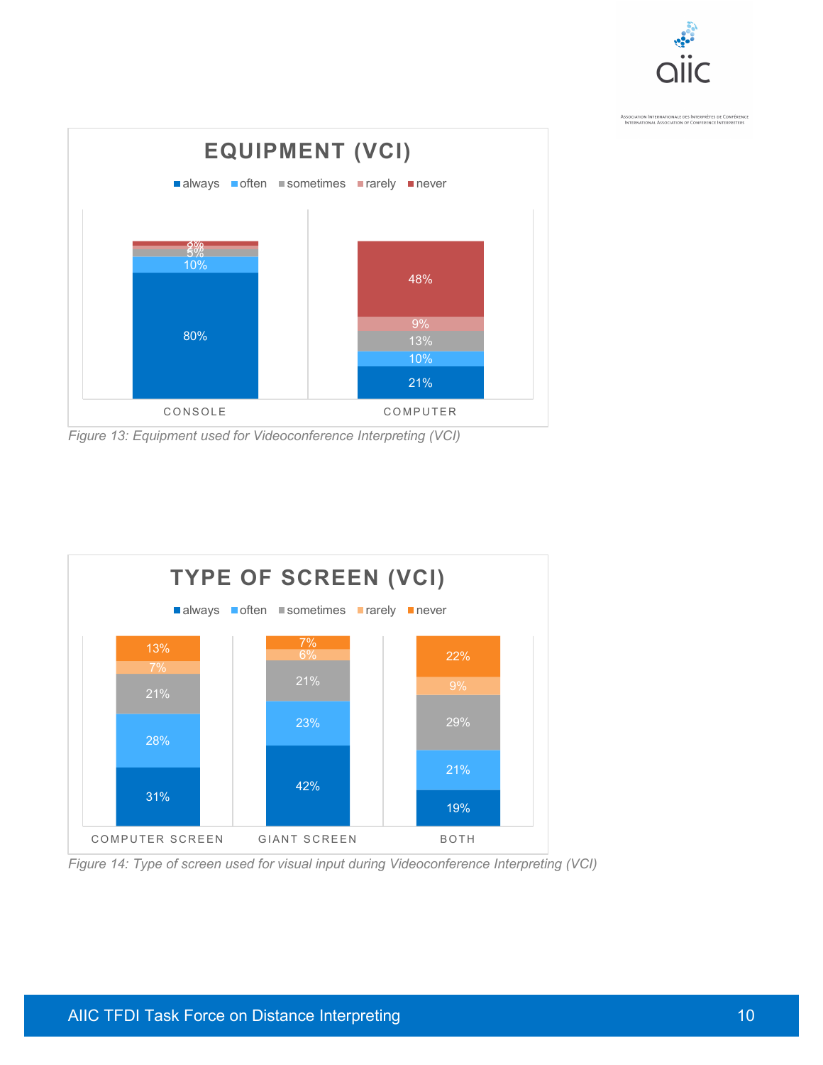**EQUIPMENT (VCI)**

| | always | often | sometimes | rarely | never |
|---|---|---|---|---|---|
| CONSOLE | 80% | 10% | 5% | 3% | 3% |
| COMPUTER | 21% | 10% | 13% | 9% | 48% |

*Figure 13: Equipment used for Videoconference Interpreting (VCI)*

**TYPE OF SCREEN (VCI)**

| | always | often | sometimes | rarely | never |
|---|---|---|---|---|---|
| COMPUTER SCREEN | 31% | 28% | 21% | 7% | 13% |
| GIANT SCREEN | 42% | 23% | 21% | 6% | 7% |
| BOTH | 19% | 21% | 29% | 9% | 22% |

*Figure 14: Type of screen used for visual input during Videoconference Interpreting (VCI)*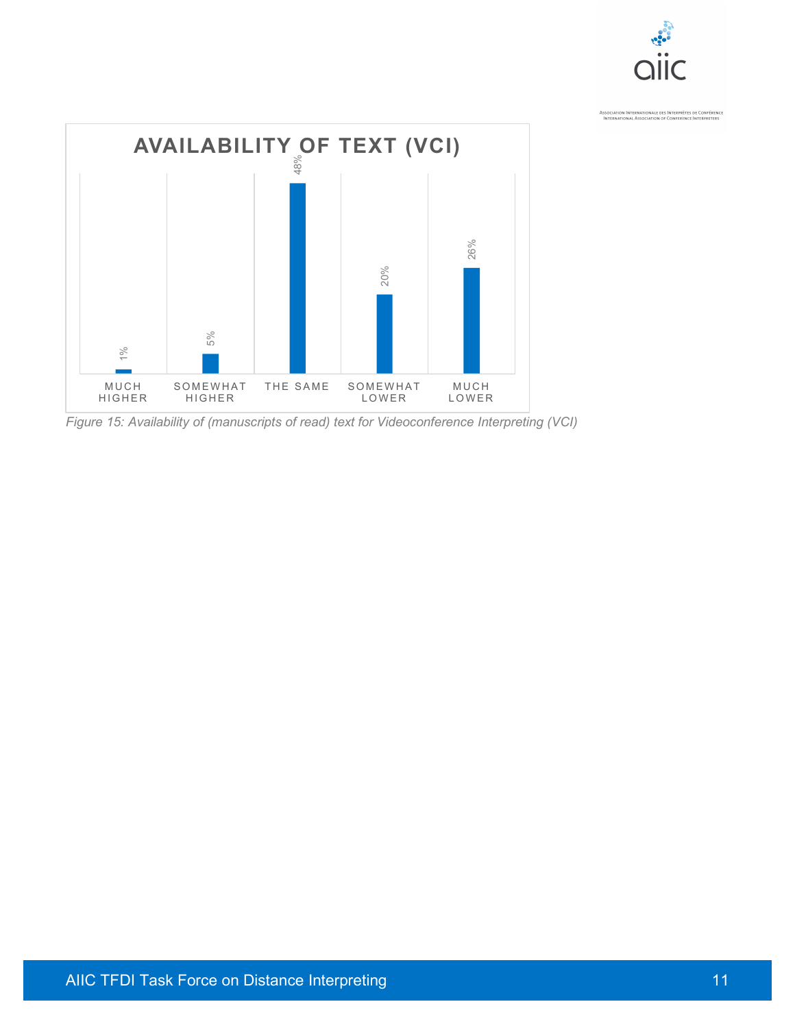**AVAILABILITY OF TEXT (VCI)**

| MUCH HIGHER | SOMEWHAT HIGHER | THE SAME | SOMEWHAT LOWER | MUCH LOWER |
|---|---|---|---|---|
| 1% | 5% | 48% | 20% | 26% |

*Figure 15: Availability of (manuscripts of read) text for Videoconference Interpreting (VCI)*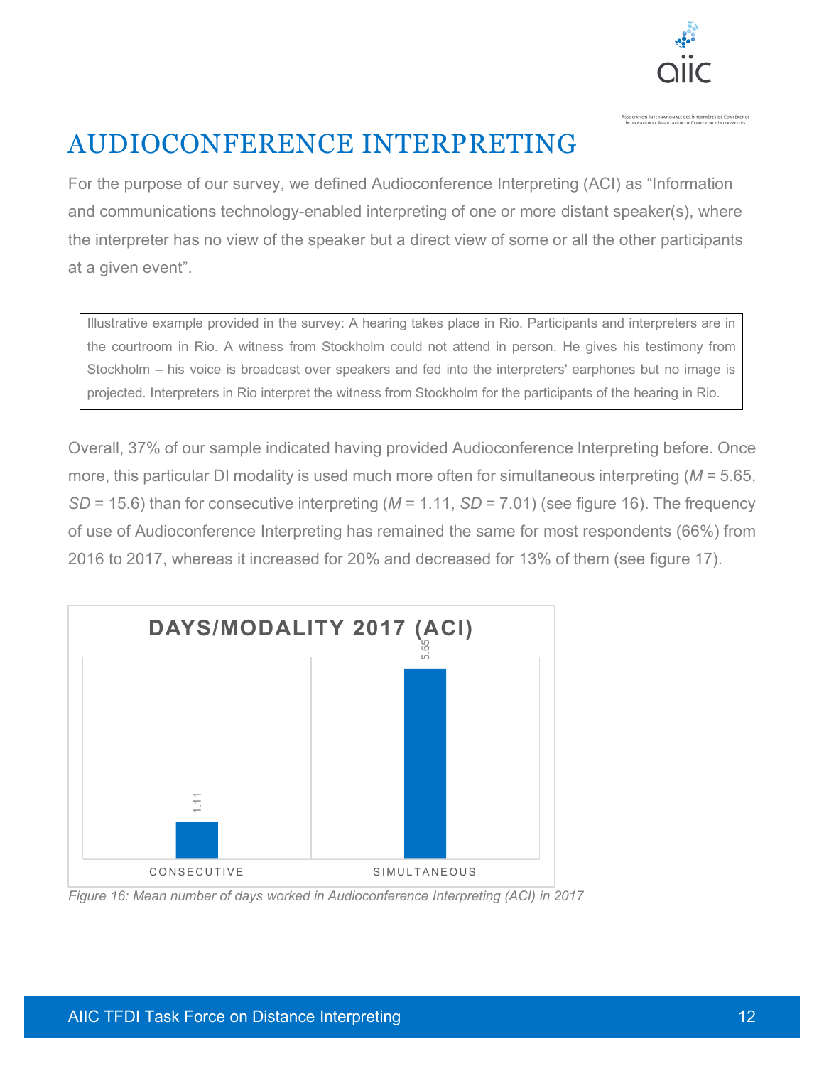# AUDIOCONFERENCE INTERPRETING

For the purpose of our survey, we defined Audioconference Interpreting (ACI) as "Information and communications technology-enabled interpreting of one or more distant speaker(s), where the interpreter has no view of the speaker but a direct view of some or all the other participants at a given event".

> Illustrative example provided in the survey: A hearing takes place in Rio. Participants and interpreters are in the courtroom in Rio. A witness from Stockholm could not attend in person. He gives his testimony from Stockholm – his voice is broadcast over speakers and fed into the interpreters' earphones but no image is projected. Interpreters in Rio interpret the witness from Stockholm for the participants of the hearing in Rio.

Overall, 37% of our sample indicated having provided Audioconference Interpreting before. Once more, this particular DI modality is used much more often for simultaneous interpreting ($M$ = 5.65, $SD$ = 15.6) than for consecutive interpreting ($M$ = 1.11, $SD$ = 7.01) (see figure 16). The frequency of use of Audioconference Interpreting has remained the same for most respondents (66%) from 2016 to 2017, whereas it increased for 20% and decreased for 13% of them (see figure 17).

**DAYS/MODALITY 2017 (ACI)**

| Modality | Mean days |
|---|---|
| CONSECUTIVE | 1.11 |
| SIMULTANEOUS | 5.65 |

*Figure 16: Mean number of days worked in Audioconference Interpreting (ACI) in 2017*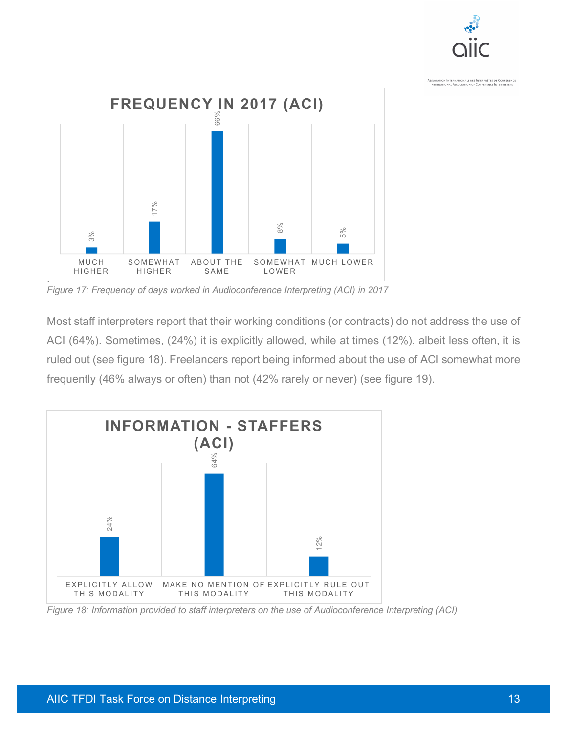**FREQUENCY IN 2017 (ACI)**

| Much higher | Somewhat higher | About the same | Somewhat lower | Much lower |
|---|---|---|---|---|
| 3% | 17% | 66% | 8% | 5% |

Figure 17: Frequency of days worked in Audioconference Interpreting (ACI) in 2017

Most staff interpreters report that their working conditions (or contracts) do not address the use of ACI (64%). Sometimes, (24%) it is explicitly allowed, while at times (12%), albeit less often, it is ruled out (see figure 18). Freelancers report being informed about the use of ACI somewhat more frequently (46% always or often) than not (42% rarely or never) (see figure 19).

**INFORMATION - STAFFERS (ACI)**

| Explicitly allow this modality | Make no mention of this modality | Explicitly rule out this modality |
|---|---|---|
| 24% | 64% | 12% |

Figure 18: Information provided to staff interpreters on the use of Audioconference Interpreting (ACI)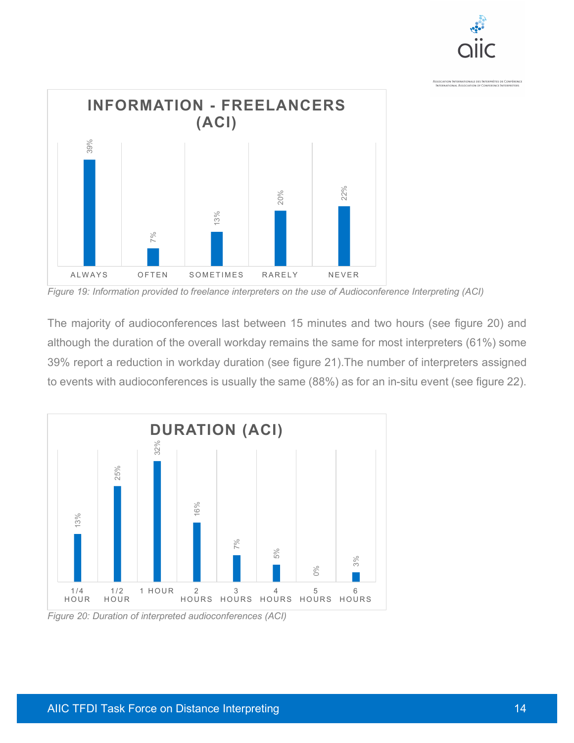**INFORMATION - FREELANCERS (ACI)**

| ALWAYS | OFTEN | SOMETIMES | RARELY | NEVER |
|---|---|---|---|---|
| 39% | 7% | 13% | 20% | 22% |

*Figure 19: Information provided to freelance interpreters on the use of Audioconference Interpreting (ACI)*

The majority of audioconferences last between 15 minutes and two hours (see figure 20) and although the duration of the overall workday remains the same for most interpreters (61%) some 39% report a reduction in workday duration (see figure 21).The number of interpreters assigned to events with audioconferences is usually the same (88%) as for an in-situ event (see figure 22).

**DURATION (ACI)**

| 1/4 HOUR | 1/2 HOUR | 1 HOUR | 2 HOURS | 3 HOURS | 4 HOURS | 5 HOURS | 6 HOURS |
|---|---|---|---|---|---|---|---|
| 13% | 25% | 32% | 16% | 7% | 5% | 0% | 3% |

*Figure 20: Duration of interpreted audioconferences (ACI)*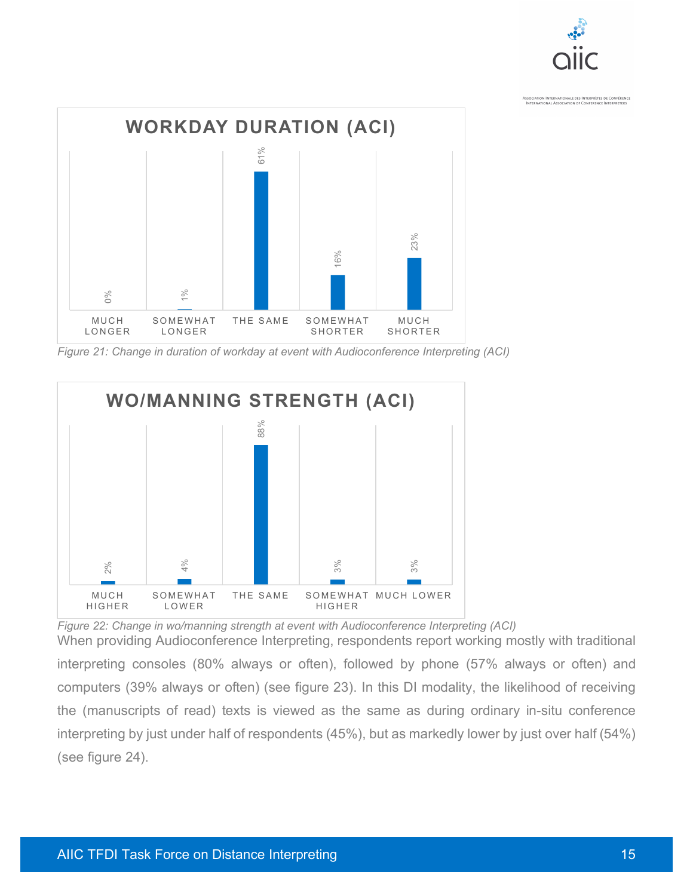**WORKDAY DURATION (ACI)**

| MUCH LONGER | SOMEWHAT LONGER | THE SAME | SOMEWHAT SHORTER | MUCH SHORTER |
|---|---|---|---|---|
| 0% | 1% | 61% | 16% | 23% |

*Figure 21: Change in duration of workday at event with Audioconference Interpreting (ACI)*

**WO/MANNING STRENGTH (ACI)**

| MUCH HIGHER | SOMEWHAT LOWER | THE SAME | SOMEWHAT HIGHER | MUCH LOWER |
|---|---|---|---|---|
| 2% | 4% | 88% | 3% | 3% |

*Figure 22: Change in wo/manning strength at event with Audioconference Interpreting (ACI)*

When providing Audioconference Interpreting, respondents report working mostly with traditional interpreting consoles (80% always or often), followed by phone (57% always or often) and computers (39% always or often) (see figure 23). In this DI modality, the likelihood of receiving the (manuscripts of read) texts is viewed as the same as during ordinary in-situ conference interpreting by just under half of respondents (45%), but as markedly lower by just over half (54%) (see figure 24).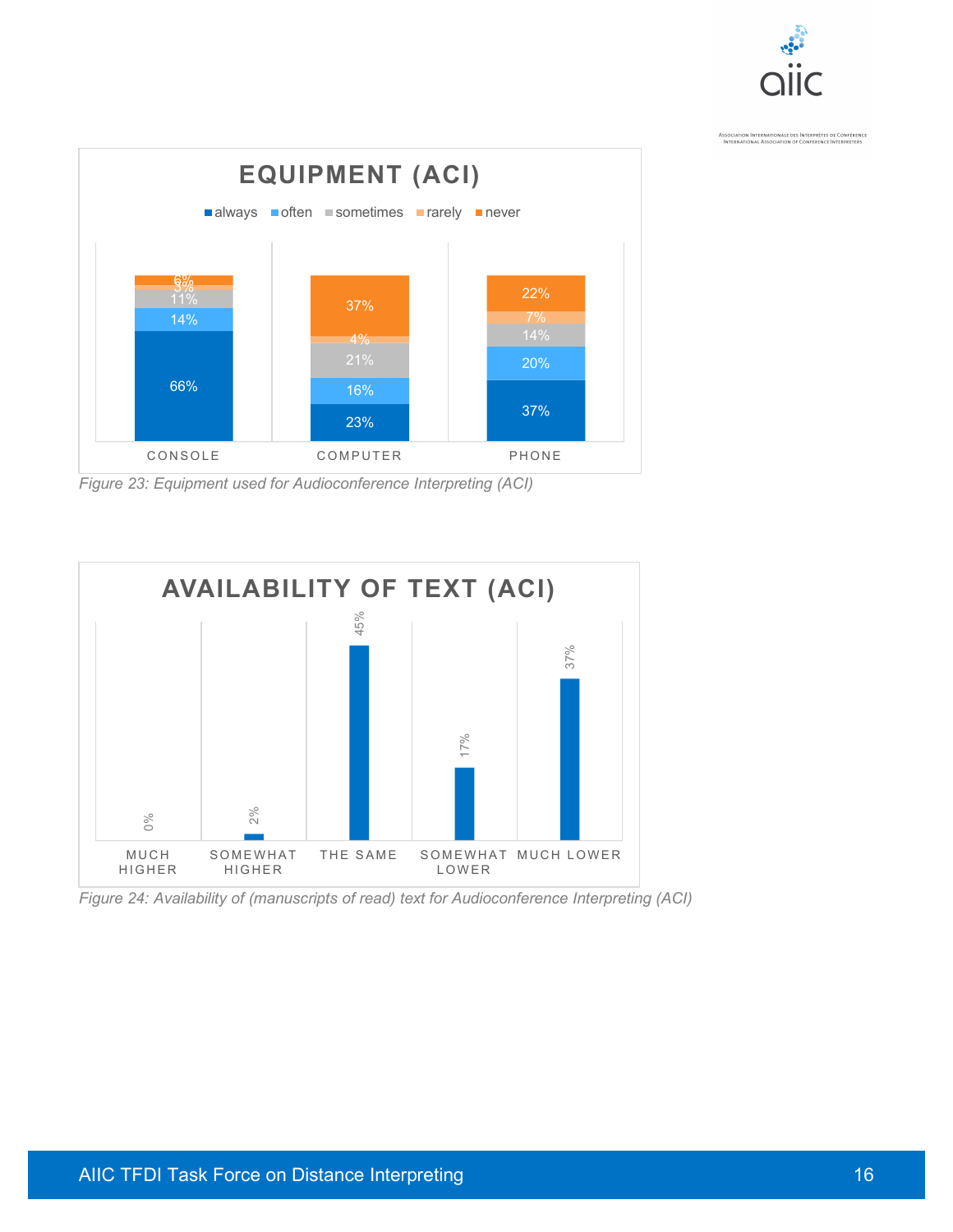**EQUIPMENT (ACI)**

| | always | often | sometimes | rarely | never |
|---|---|---|---|---|---|
| CONSOLE | 66% | 14% | 11% | 3% | 6% |
| COMPUTER | 23% | 16% | 21% | 4% | 37% |
| PHONE | 37% | 20% | 14% | 7% | 22% |

*Figure 23: Equipment used for Audioconference Interpreting (ACI)*

**AVAILABILITY OF TEXT (ACI)**

| MUCH HIGHER | SOMEWHAT HIGHER | THE SAME | SOMEWHAT LOWER | MUCH LOWER |
|---|---|---|---|---|
| 0% | 2% | 45% | 17% | 37% |

*Figure 24: Availability of (manuscripts of read) text for Audioconference Interpreting (ACI)*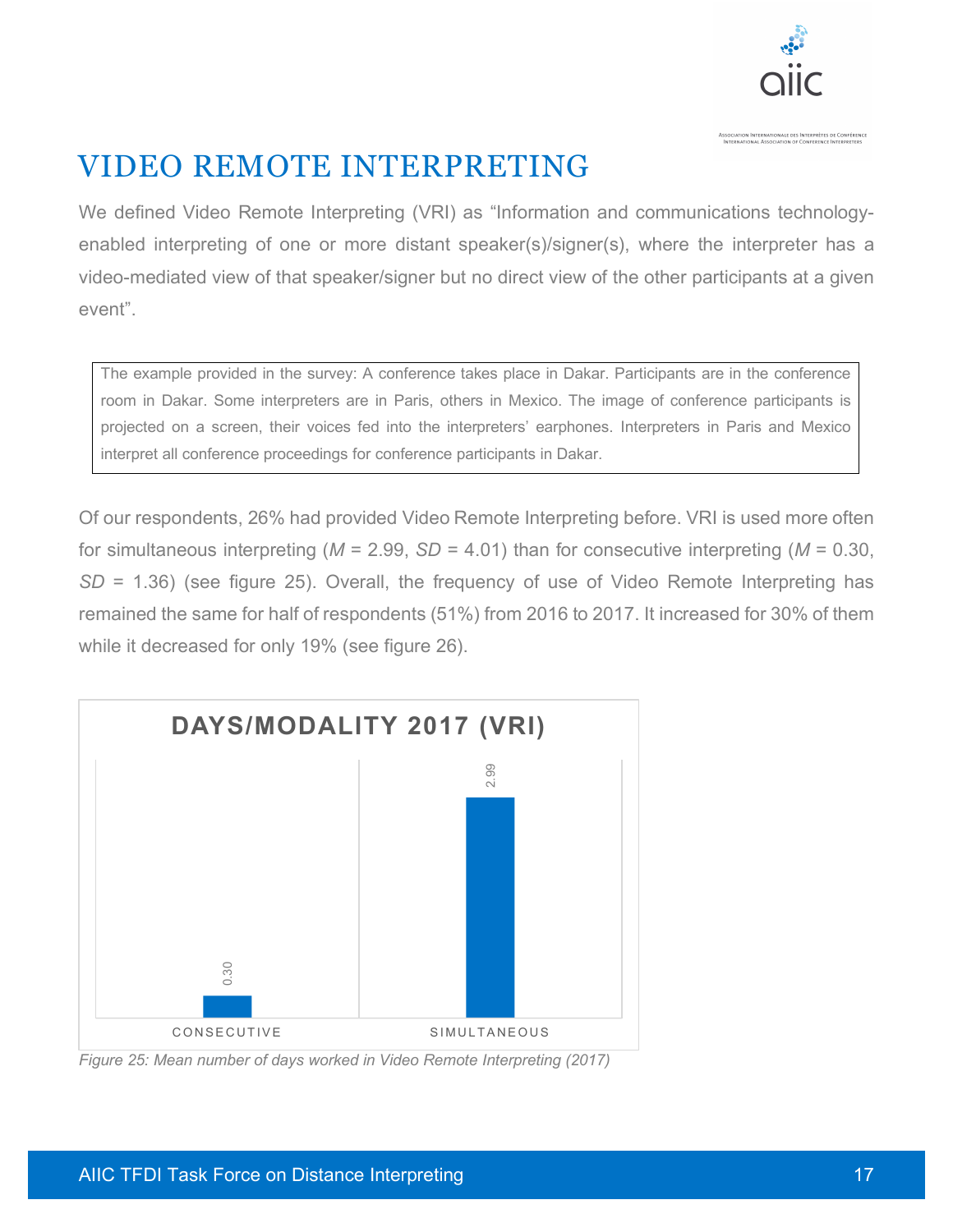# VIDEO REMOTE INTERPRETING

We defined Video Remote Interpreting (VRI) as "Information and communications technology-enabled interpreting of one or more distant speaker(s)/signer(s), where the interpreter has a video-mediated view of that speaker/signer but no direct view of the other participants at a given event".

> The example provided in the survey: A conference takes place in Dakar. Participants are in the conference room in Dakar. Some interpreters are in Paris, others in Mexico. The image of conference participants is projected on a screen, their voices fed into the interpreters' earphones. Interpreters in Paris and Mexico interpret all conference proceedings for conference participants in Dakar.

Of our respondents, 26% had provided Video Remote Interpreting before. VRI is used more often for simultaneous interpreting ($M$ = 2.99, $SD$ = 4.01) than for consecutive interpreting ($M$ = 0.30, $SD$ = 1.36) (see figure 25). Overall, the frequency of use of Video Remote Interpreting has remained the same for half of respondents (51%) from 2016 to 2017. It increased for 30% of them while it decreased for only 19% (see figure 26).

**DAYS/MODALITY 2017 (VRI)**

| Modality | Mean days |
|---|---|
| CONSECUTIVE | 0.30 |
| SIMULTANEOUS | 2.99 |

*Figure 25: Mean number of days worked in Video Remote Interpreting (2017)*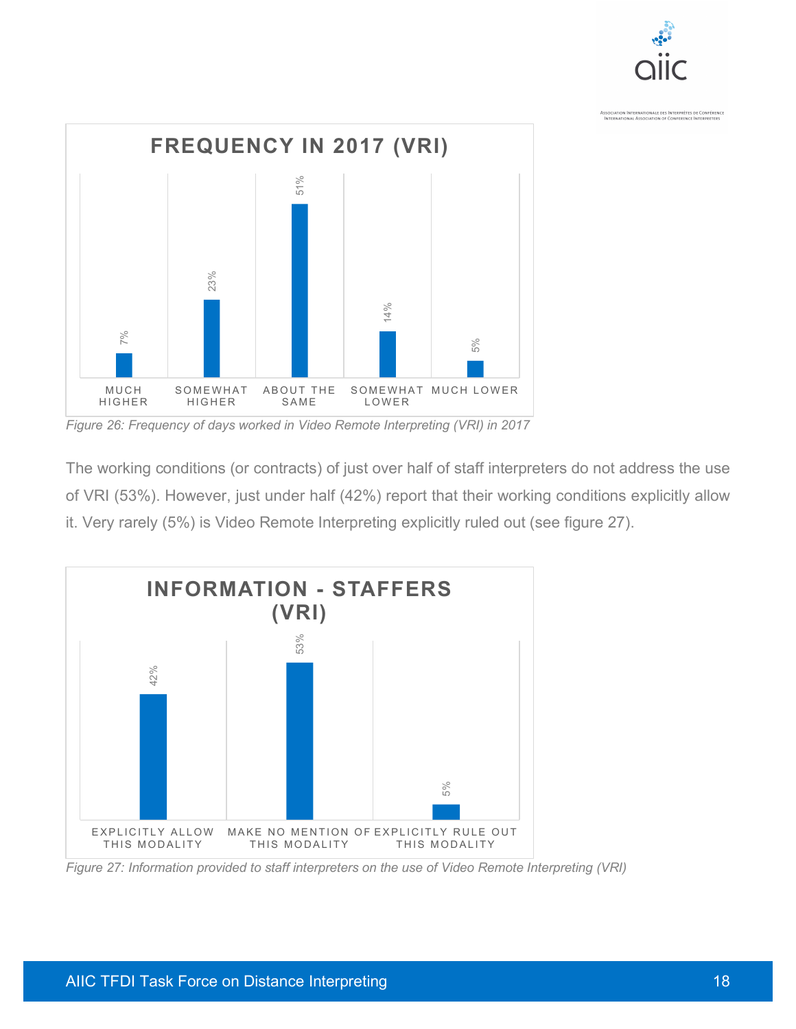**FREQUENCY IN 2017 (VRI)**

| Much higher | Somewhat higher | About the same | Somewhat lower | Much lower |
|---|---|---|---|---|
| 7% | 23% | 51% | 14% | 5% |

*Figure 26: Frequency of days worked in Video Remote Interpreting (VRI) in 2017*

The working conditions (or contracts) of just over half of staff interpreters do not address the use of VRI (53%). However, just under half (42%) report that their working conditions explicitly allow it. Very rarely (5%) is Video Remote Interpreting explicitly ruled out (see figure 27).

**INFORMATION - STAFFERS (VRI)**

| Explicitly allow this modality | Make no mention of this modality | Explicitly rule out this modality |
|---|---|---|
| 42% | 53% | 5% |

*Figure 27: Information provided to staff interpreters on the use of Video Remote Interpreting (VRI)*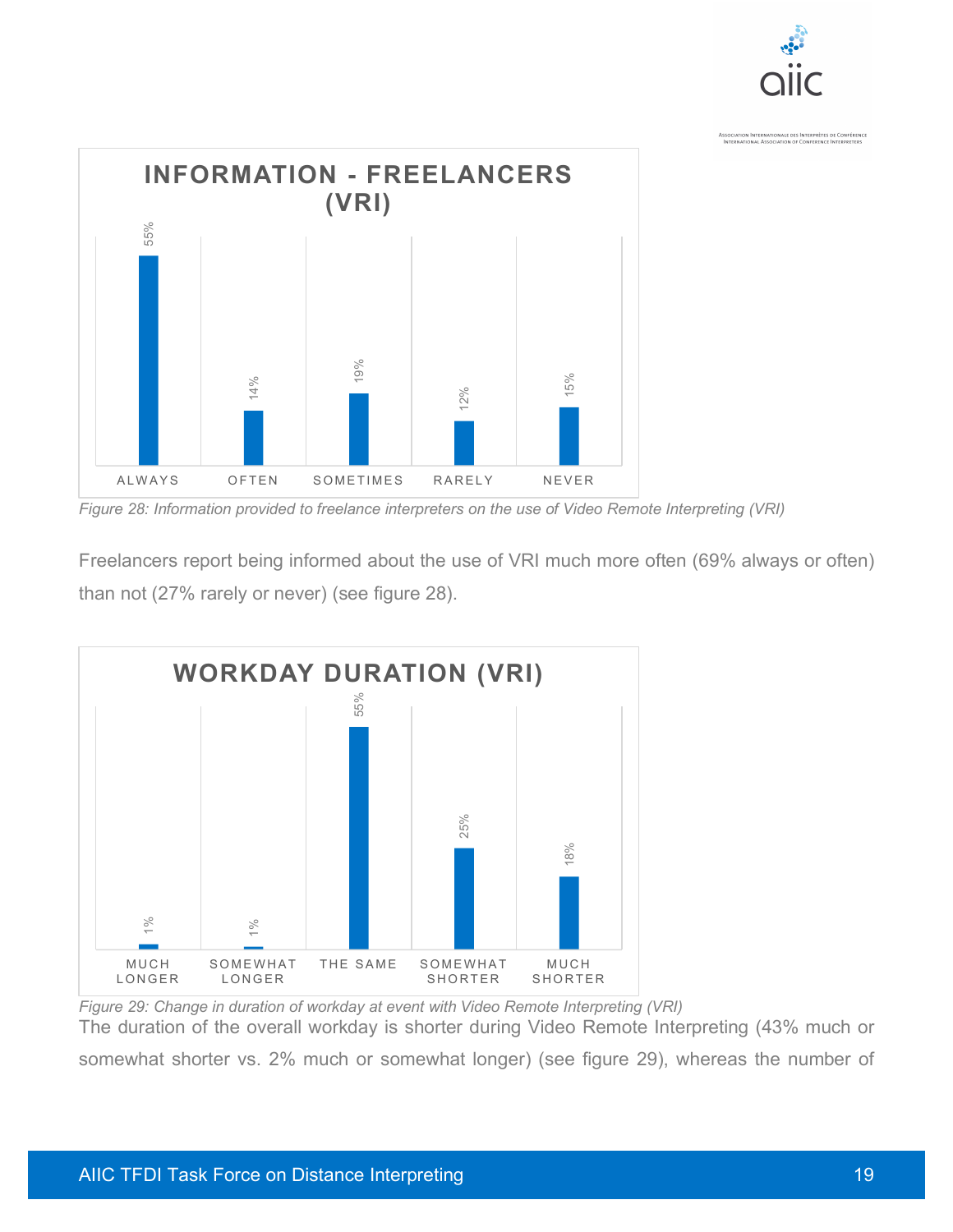**INFORMATION - FREELANCERS (VRI)**

| ALWAYS | OFTEN | SOMETIMES | RARELY | NEVER |
|---|---|---|---|---|
| 55% | 14% | 19% | 12% | 15% |

*Figure 28: Information provided to freelance interpreters on the use of Video Remote Interpreting (VRI)*

Freelancers report being informed about the use of VRI much more often (69% always or often) than not (27% rarely or never) (see figure 28).

**WORKDAY DURATION (VRI)**

| MUCH LONGER | SOMEWHAT LONGER | THE SAME | SOMEWHAT SHORTER | MUCH SHORTER |
|---|---|---|---|---|
| 1% | 1% | 55% | 25% | 18% |

*Figure 29: Change in duration of workday at event with Video Remote Interpreting (VRI)*

The duration of the overall workday is shorter during Video Remote Interpreting (43% much or somewhat shorter vs. 2% much or somewhat longer) (see figure 29), whereas the number of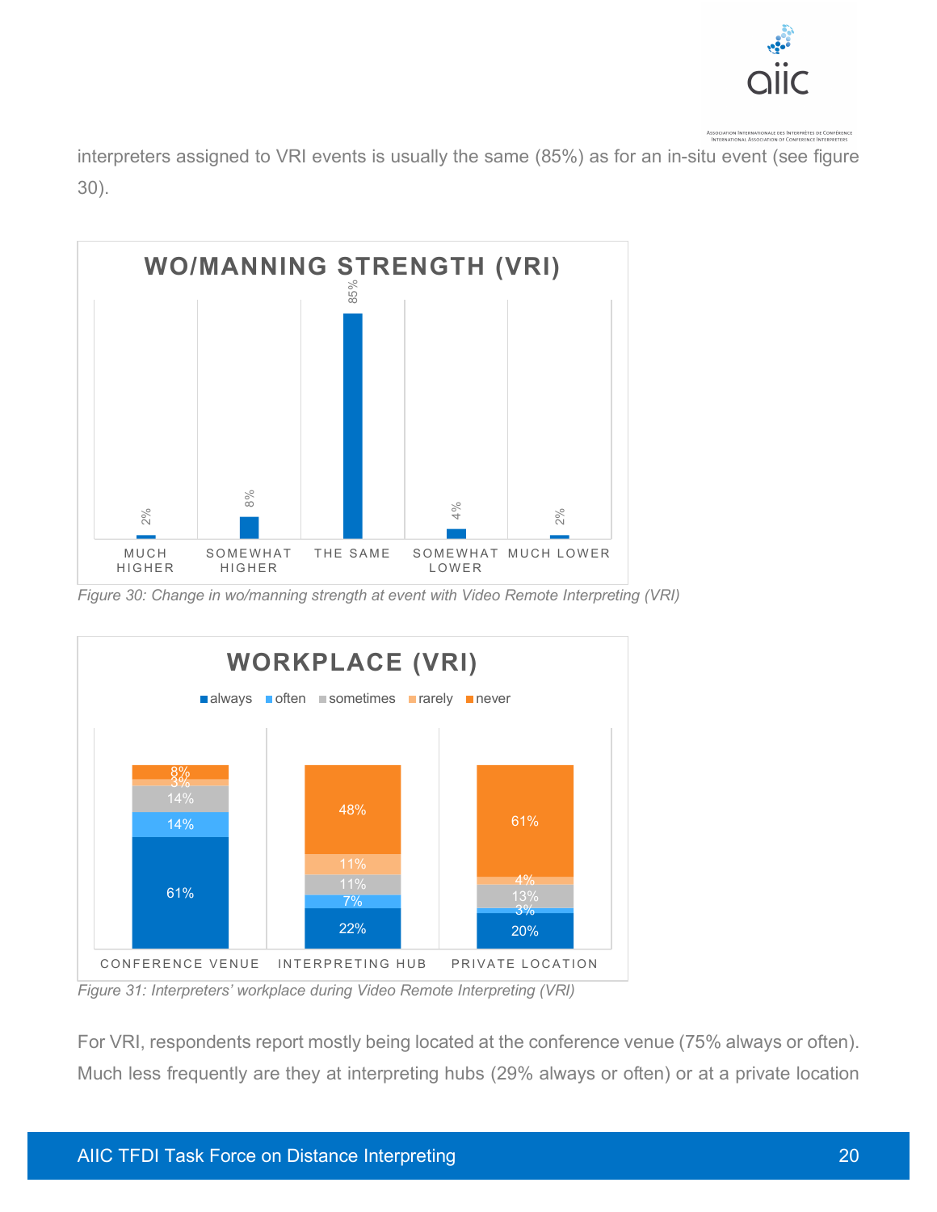interpreters assigned to VRI events is usually the same (85%) as for an in-situ event (see figure 30).

**WO/MANNING STRENGTH (VRI)**

| MUCH HIGHER | SOMEWHAT HIGHER | THE SAME | SOMEWHAT LOWER | MUCH LOWER |
|---|---|---|---|---|
| 2% | 8% | 85% | 4% | 2% |

*Figure 30: Change in wo/manning strength at event with Video Remote Interpreting (VRI)*

**WORKPLACE (VRI)**

| | always | often | sometimes | rarely | never |
|---|---|---|---|---|---|
| CONFERENCE VENUE | 61% | 14% | 14% | 3% | 8% |
| INTERPRETING HUB | 22% | 7% | 11% | 11% | 48% |
| PRIVATE LOCATION | 20% | 3% | 13% | 4% | 61% |

*Figure 31: Interpreters' workplace during Video Remote Interpreting (VRI)*

For VRI, respondents report mostly being located at the conference venue (75% always or often). Much less frequently are they at interpreting hubs (29% always or often) or at a private location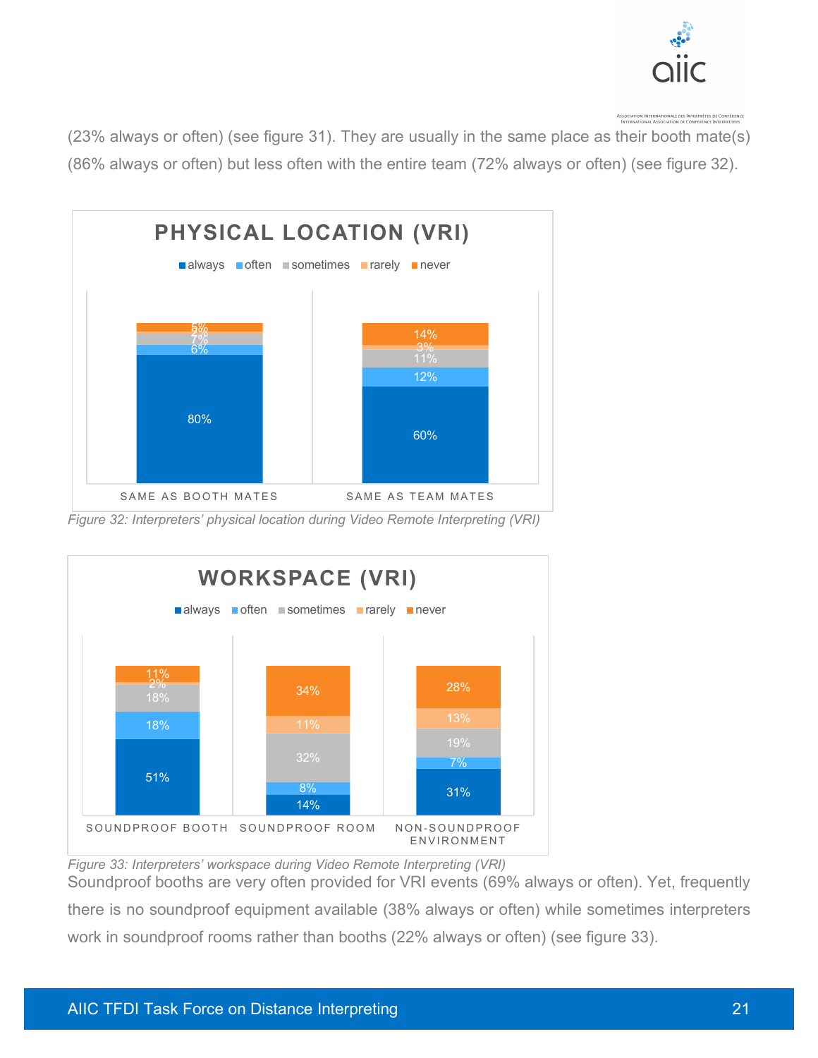(23% always or often) (see figure 31). They are usually in the same place as their booth mate(s) (86% always or often) but less often with the entire team (72% always or often) (see figure 32).

**PHYSICAL LOCATION (VRI)**

| | always | often | sometimes | rarely | never |
|---|---|---|---|---|---|
| SAME AS BOOTH MATES | 80% | 6% | 7% | 2% | 5% |
| SAME AS TEAM MATES | 60% | 12% | 11% | 3% | 14% |

*Figure 32: Interpreters' physical location during Video Remote Interpreting (VRI)*

**WORKSPACE (VRI)**

| | always | often | sometimes | rarely | never |
|---|---|---|---|---|---|
| SOUNDPROOF BOOTH | 51% | 18% | 18% | 2% | 11% |
| SOUNDPROOF ROOM | 14% | 8% | 32% | 11% | 34% |
| NON-SOUNDPROOF ENVIRONMENT | 31% | 7% | 19% | 13% | 28% |

*Figure 33: Interpreters' workspace during Video Remote Interpreting (VRI)*

Soundproof booths are very often provided for VRI events (69% always or often). Yet, frequently there is no soundproof equipment available (38% always or often) while sometimes interpreters work in soundproof rooms rather than booths (22% always or often) (see figure 33).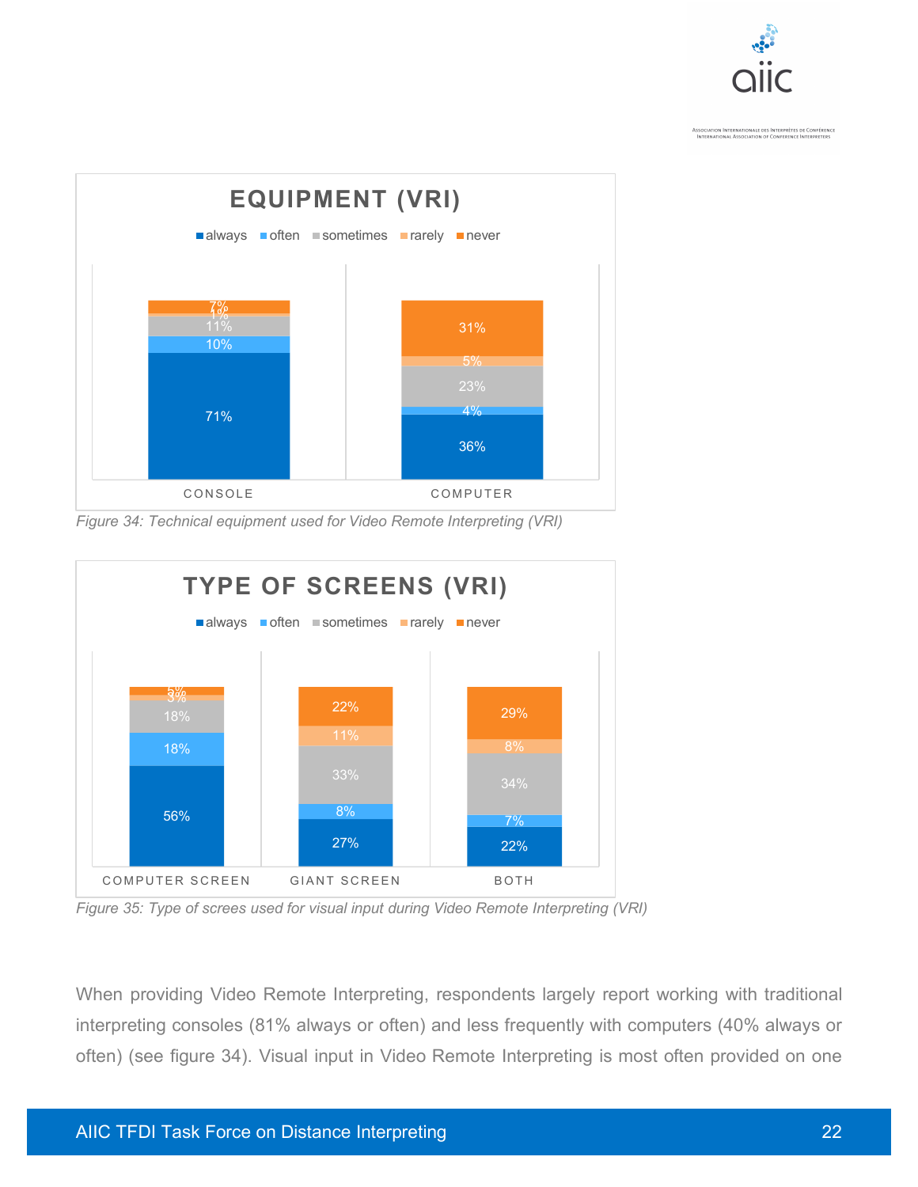**EQUIPMENT (VRI)**

| | always | often | sometimes | rarely | never |
|---|---|---|---|---|---|
| CONSOLE | 71% | 10% | 11% | 1% | 7% |
| COMPUTER | 36% | 4% | 23% | 5% | 31% |

*Figure 34: Technical equipment used for Video Remote Interpreting (VRI)*

**TYPE OF SCREENS (VRI)**

| | always | often | sometimes | rarely | never |
|---|---|---|---|---|---|
| COMPUTER SCREEN | 56% | 18% | 18% | 3% | 5% |
| GIANT SCREEN | 27% | 8% | 33% | 11% | 22% |
| BOTH | 22% | 7% | 34% | 8% | 29% |

*Figure 35: Type of screes used for visual input during Video Remote Interpreting (VRI)*

When providing Video Remote Interpreting, respondents largely report working with traditional interpreting consoles (81% always or often) and less frequently with computers (40% always or often) (see figure 34). Visual input in Video Remote Interpreting is most often provided on one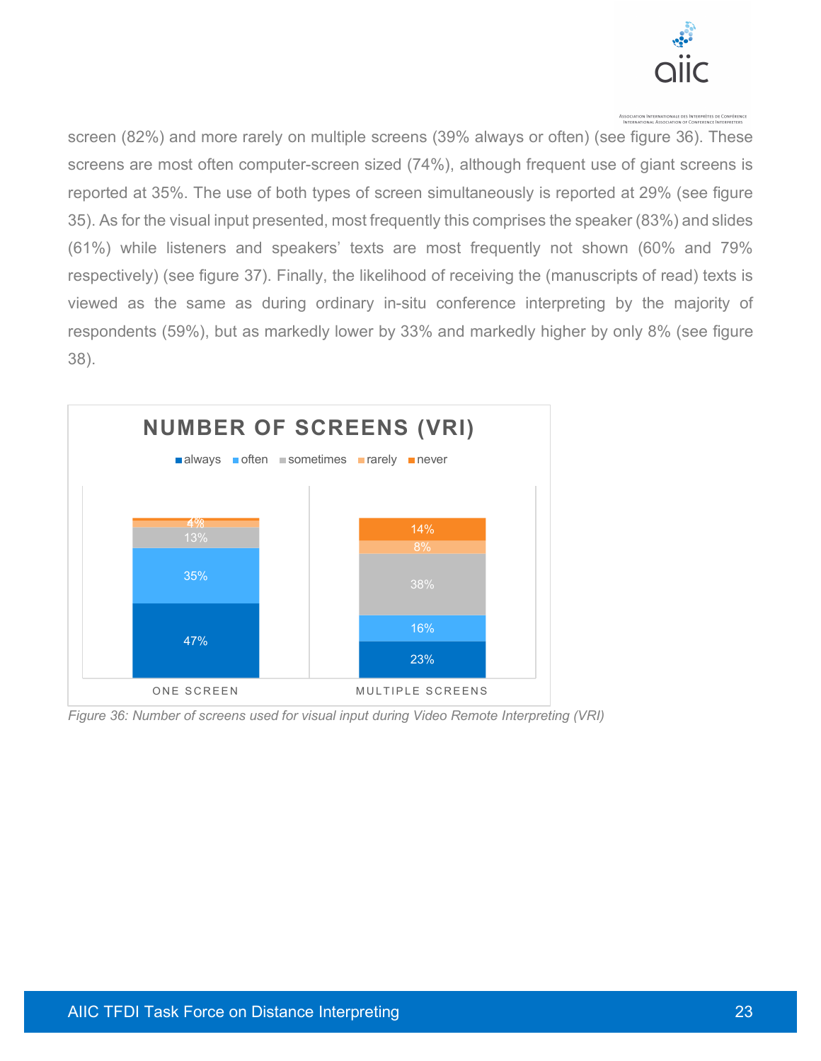screen (82%) and more rarely on multiple screens (39% always or often) (see figure 36). These screens are most often computer-screen sized (74%), although frequent use of giant screens is reported at 35%. The use of both types of screen simultaneously is reported at 29% (see figure 35). As for the visual input presented, most frequently this comprises the speaker (83%) and slides (61%) while listeners and speakers' texts are most frequently not shown (60% and 79% respectively) (see figure 37). Finally, the likelihood of receiving the (manuscripts of read) texts is viewed as the same as during ordinary in-situ conference interpreting by the majority of respondents (59%), but as markedly lower by 33% and markedly higher by only 8% (see figure 38).

**NUMBER OF SCREENS (VRI)**

| | always | often | sometimes | rarely | never |
|---|---|---|---|---|---|
| ONE SCREEN | 47% | 35% | 13% | 4% | |
| MULTIPLE SCREENS | 23% | 16% | 38% | 8% | 14% |

*Figure 36: Number of screens used for visual input during Video Remote Interpreting (VRI)*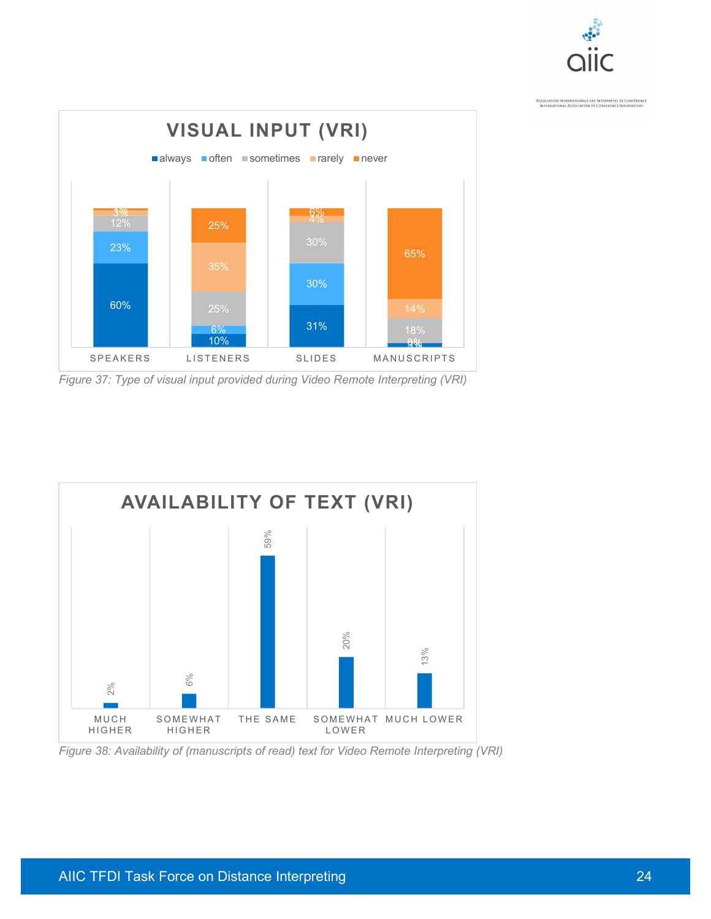**VISUAL INPUT (VRI)**

| | always | often | sometimes | rarely | never |
|---|---|---|---|---|---|
| SPEAKERS | 60% | 23% | 12% | 3% | 1% |
| LISTENERS | 10% | 6% | 25% | 35% | 25% |
| SLIDES | 31% | 30% | 30% | 4% | 6% |
| MANUSCRIPTS | 3% | 0% | 18% | 14% | 65% |

*Figure 37: Type of visual input provided during Video Remote Interpreting (VRI)*

**AVAILABILITY OF TEXT (VRI)**

| MUCH HIGHER | SOMEWHAT HIGHER | THE SAME | SOMEWHAT LOWER | MUCH LOWER |
|---|---|---|---|---|
| 2% | 6% | 59% | 20% | 13% |

*Figure 38: Availability of (manuscripts of read) text for Video Remote Interpreting (VRI)*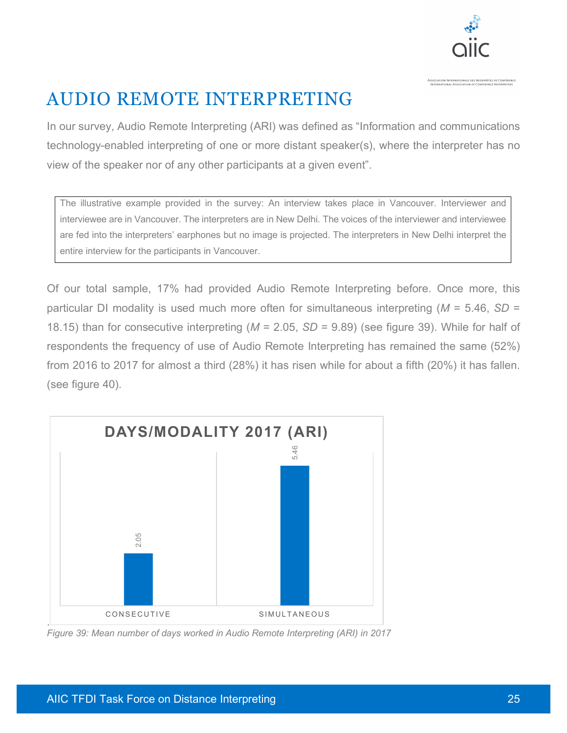# AUDIO REMOTE INTERPRETING

In our survey, Audio Remote Interpreting (ARI) was defined as “Information and communications technology-enabled interpreting of one or more distant speaker(s), where the interpreter has no view of the speaker nor of any other participants at a given event”.

> The illustrative example provided in the survey: An interview takes place in Vancouver. Interviewer and interviewee are in Vancouver. The interpreters are in New Delhi. The voices of the interviewer and interviewee are fed into the interpreters’ earphones but no image is projected. The interpreters in New Delhi interpret the entire interview for the participants in Vancouver.

Of our total sample, 17% had provided Audio Remote Interpreting before. Once more, this particular DI modality is used much more often for simultaneous interpreting ($M$ = 5.46, $SD$ = 18.15) than for consecutive interpreting ($M$ = 2.05, $SD$ = 9.89) (see figure 39). While for half of respondents the frequency of use of Audio Remote Interpreting has remained the same (52%) from 2016 to 2017 for almost a third (28%) it has risen while for about a fifth (20%) it has fallen. (see figure 40).

**DAYS/MODALITY 2017 (ARI)**

| Modality | Mean days |
| --- | --- |
| CONSECUTIVE | 2.05 |
| SIMULTANEOUS | 5.46 |

*Figure 39: Mean number of days worked in Audio Remote Interpreting (ARI) in 2017*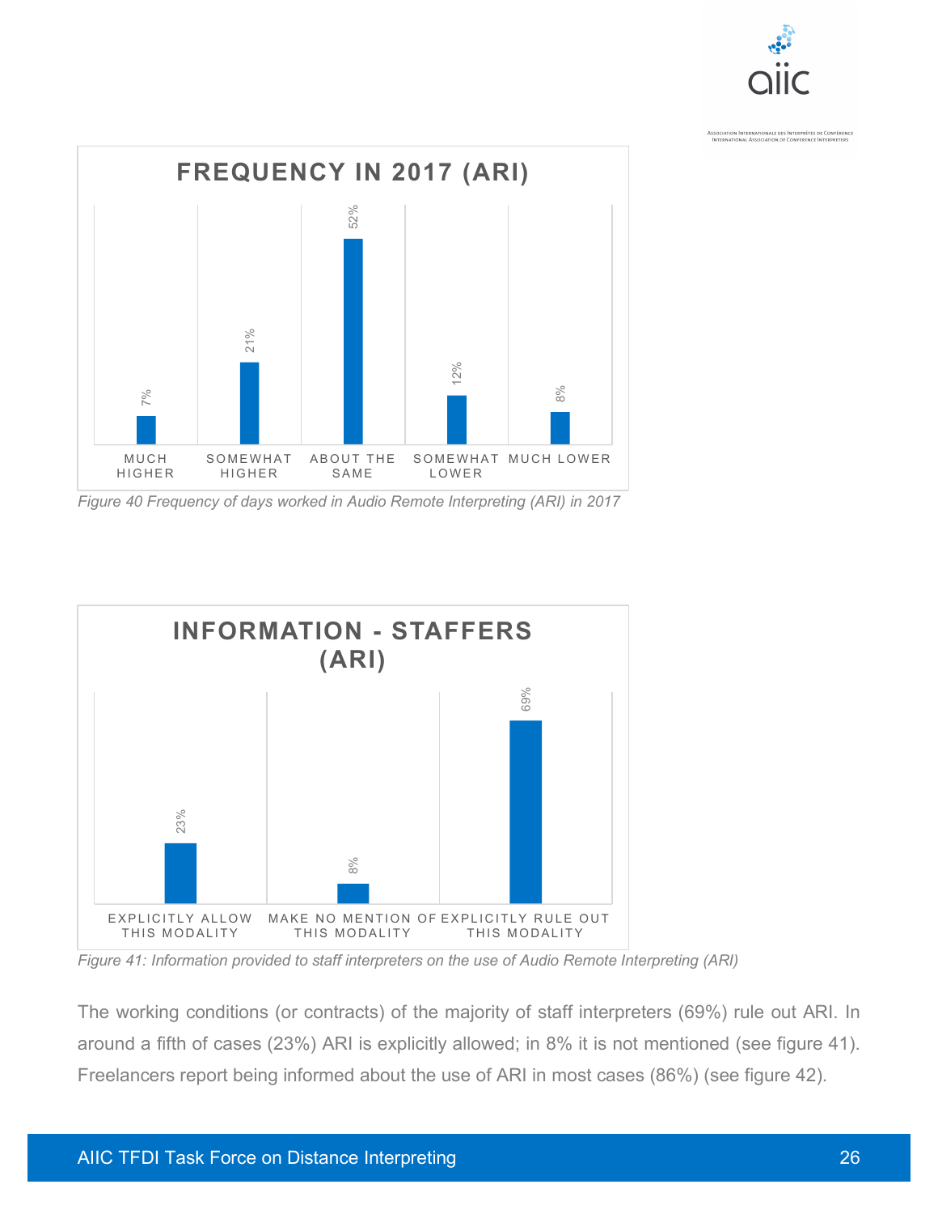**FREQUENCY IN 2017 (ARI)**

| Much higher | Somewhat higher | About the same | Somewhat lower | Much lower |
|---|---|---|---|---|
| 7% | 21% | 52% | 12% | 8% |

*Figure 40 Frequency of days worked in Audio Remote Interpreting (ARI) in 2017*

**INFORMATION - STAFFERS (ARI)**

| Explicitly allow this modality | Make no mention of this modality | Explicitly rule out this modality |
|---|---|---|
| 23% | 8% | 69% |

*Figure 41: Information provided to staff interpreters on the use of Audio Remote Interpreting (ARI)*

The working conditions (or contracts) of the majority of staff interpreters (69%) rule out ARI. In around a fifth of cases (23%) ARI is explicitly allowed; in 8% it is not mentioned (see figure 41). Freelancers report being informed about the use of ARI in most cases (86%) (see figure 42).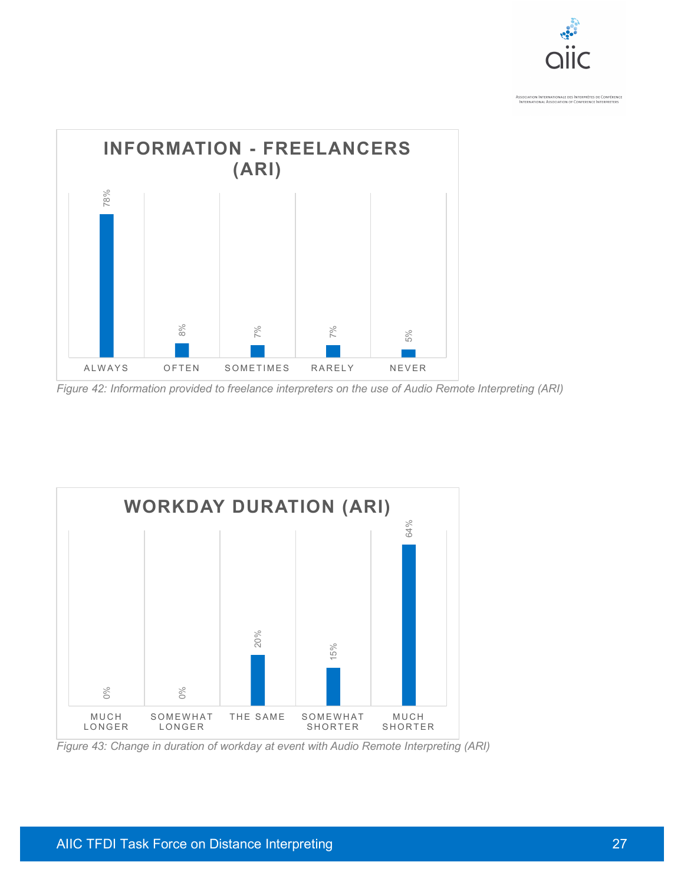**INFORMATION - FREELANCERS (ARI)**

| ALWAYS | OFTEN | SOMETIMES | RARELY | NEVER |
|---|---|---|---|---|
| 78% | 8% | 7% | 7% | 5% |

*Figure 42: Information provided to freelance interpreters on the use of Audio Remote Interpreting (ARI)*

**WORKDAY DURATION (ARI)**

| MUCH LONGER | SOMEWHAT LONGER | THE SAME | SOMEWHAT SHORTER | MUCH SHORTER |
|---|---|---|---|---|
| 0% | 0% | 20% | 15% | 64% |

*Figure 43: Change in duration of workday at event with Audio Remote Interpreting (ARI)*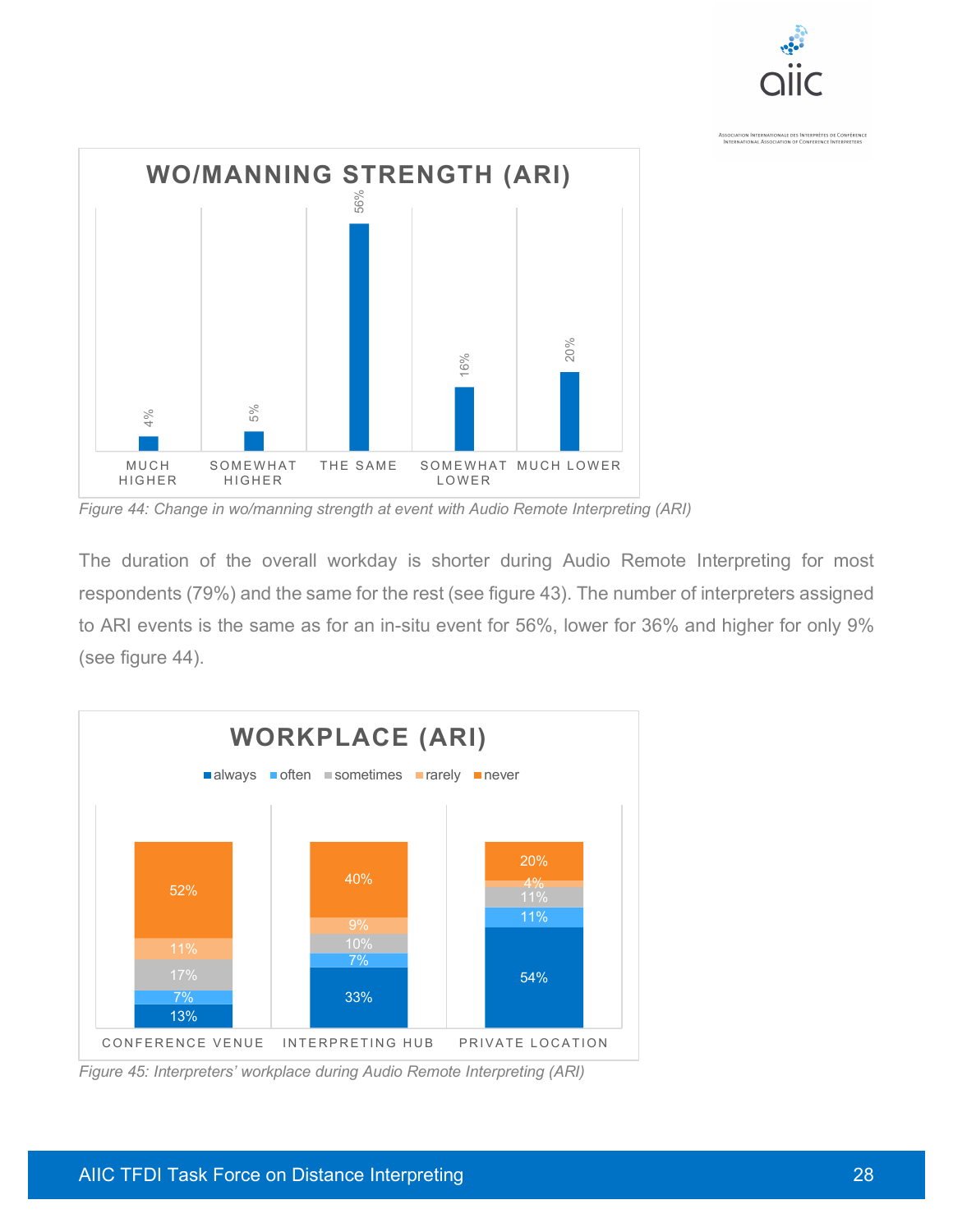**WO/MANNING STRENGTH (ARI)**

| | MUCH HIGHER | SOMEWHAT HIGHER | THE SAME | SOMEWHAT LOWER | MUCH LOWER |
|---|---|---|---|---|---|
| | 4% | 5% | 56% | 16% | 20% |

*Figure 44: Change in wo/manning strength at event with Audio Remote Interpreting (ARI)*

The duration of the overall workday is shorter during Audio Remote Interpreting for most respondents (79%) and the same for the rest (see figure 43). The number of interpreters assigned to ARI events is the same as for an in-situ event for 56%, lower for 36% and higher for only 9% (see figure 44).

**WORKPLACE (ARI)**

| | always | often | sometimes | rarely | never |
|---|---|---|---|---|---|
| CONFERENCE VENUE | 13% | 7% | 17% | 11% | 52% |
| INTERPRETING HUB | 33% | 7% | 10% | 9% | 40% |
| PRIVATE LOCATION | 54% | 11% | 11% | 4% | 20% |

*Figure 45: Interpreters' workplace during Audio Remote Interpreting (ARI)*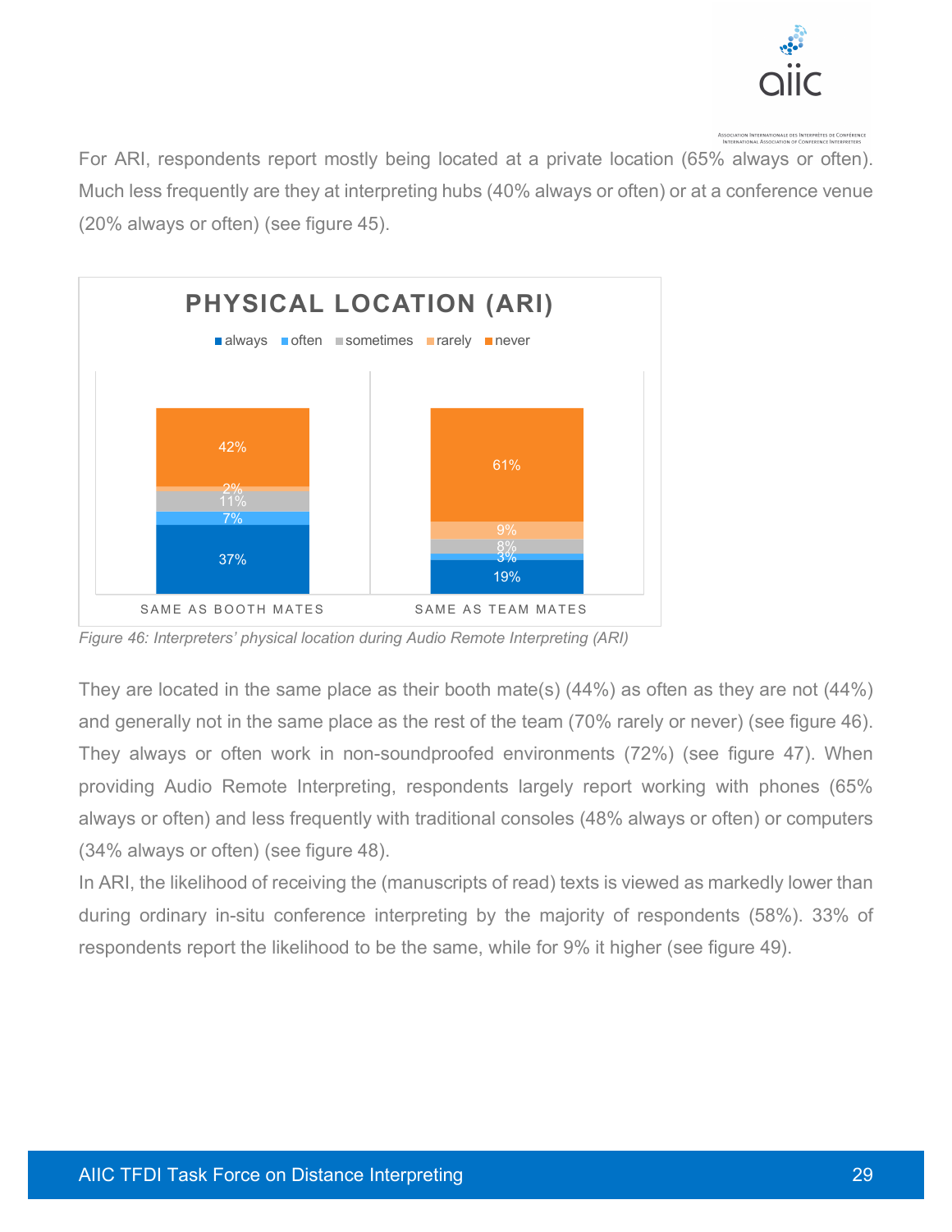For ARI, respondents report mostly being located at a private location (65% always or often). Much less frequently are they at interpreting hubs (40% always or often) or at a conference venue (20% always or often) (see figure 45).

**PHYSICAL LOCATION (ARI)**

| | always | often | sometimes | rarely | never |
|---|---|---|---|---|---|
| SAME AS BOOTH MATES | 37% | 7% | 11% | 2% | 42% |
| SAME AS TEAM MATES | 19% | 3% | 8% | 9% | 61% |

*Figure 46: Interpreters' physical location during Audio Remote Interpreting (ARI)*

They are located in the same place as their booth mate(s) (44%) as often as they are not (44%) and generally not in the same place as the rest of the team (70% rarely or never) (see figure 46). They always or often work in non-soundproofed environments (72%) (see figure 47). When providing Audio Remote Interpreting, respondents largely report working with phones (65% always or often) and less frequently with traditional consoles (48% always or often) or computers (34% always or often) (see figure 48).

In ARI, the likelihood of receiving the (manuscripts of read) texts is viewed as markedly lower than during ordinary in-situ conference interpreting by the majority of respondents (58%). 33% of respondents report the likelihood to be the same, while for 9% it higher (see figure 49).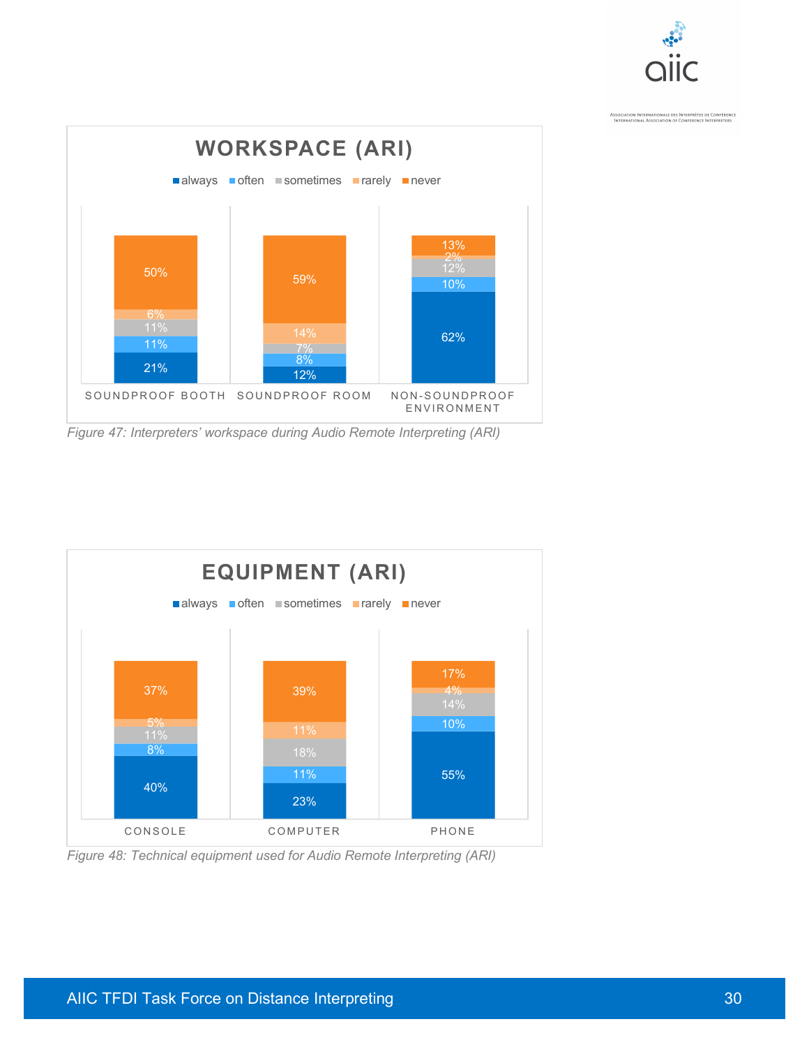**WORKSPACE (ARI)**

| | always | often | sometimes | rarely | never |
|---|---|---|---|---|---|
| SOUNDPROOF BOOTH | 21% | 11% | 11% | 6% | 50% |
| SOUNDPROOF ROOM | 12% | 8% | 7% | 14% | 59% |
| NON-SOUNDPROOF ENVIRONMENT | 62% | 10% | 12% | 2% | 13% |

*Figure 47: Interpreters' workspace during Audio Remote Interpreting (ARI)*

**EQUIPMENT (ARI)**

| | always | often | sometimes | rarely | never |
|---|---|---|---|---|---|
| CONSOLE | 40% | 8% | 11% | 5% | 37% |
| COMPUTER | 23% | 11% | 18% | 11% | 39% |
| PHONE | 55% | 10% | 14% | 4% | 17% |

*Figure 48: Technical equipment used for Audio Remote Interpreting (ARI)*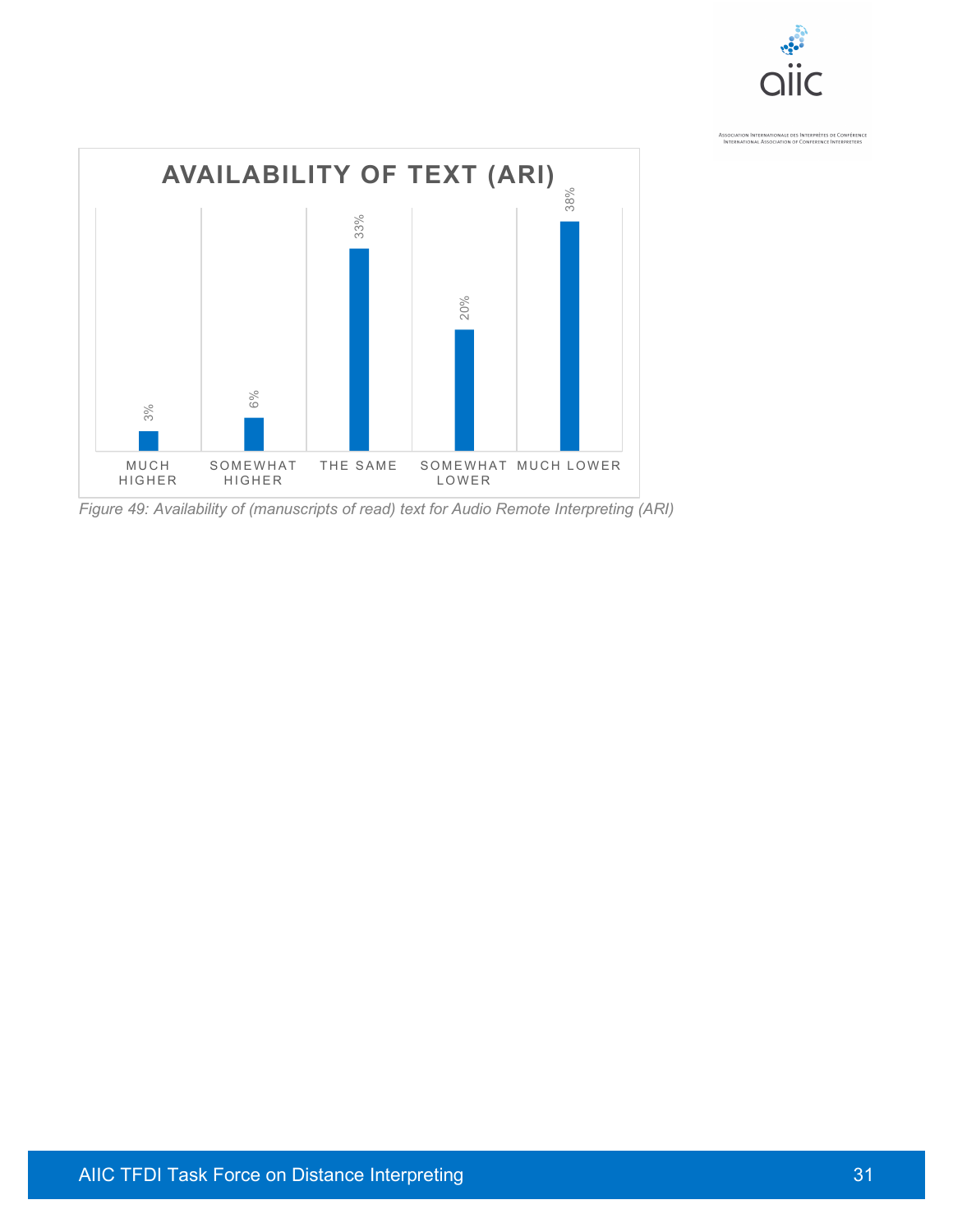**AVAILABILITY OF TEXT (ARI)**

| Much higher | Somewhat higher | The same | Somewhat lower | Much lower |
|---|---|---|---|---|
| 3% | 6% | 33% | 20% | 38% |

*Figure 49: Availability of (manuscripts of read) text for Audio Remote Interpreting (ARI)*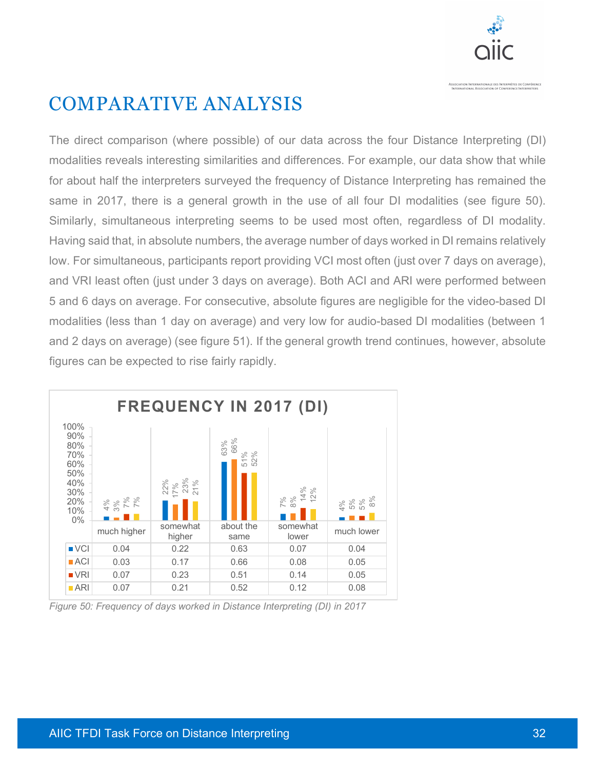# COMPARATIVE ANALYSIS

The direct comparison (where possible) of our data across the four Distance Interpreting (DI) modalities reveals interesting similarities and differences. For example, our data show that while for about half the interpreters surveyed the frequency of Distance Interpreting has remained the same in 2017, there is a general growth in the use of all four DI modalities (see figure 50). Similarly, simultaneous interpreting seems to be used most often, regardless of DI modality. Having said that, in absolute numbers, the average number of days worked in DI remains relatively low. For simultaneous, participants report providing VCI most often (just over 7 days on average), and VRI least often (just under 3 days on average). Both ACI and ARI were performed between 5 and 6 days on average. For consecutive, absolute figures are negligible for the video-based DI modalities (less than 1 day on average) and very low for audio-based DI modalities (between 1 and 2 days on average) (see figure 51). If the general growth trend continues, however, absolute figures can be expected to rise fairly rapidly.

**FREQUENCY IN 2017 (DI)**

| | much higher | somewhat higher | about the same | somewhat lower | much lower |
|---|---|---|---|---|---|
| VCI | 0.04 | 0.22 | 0.63 | 0.07 | 0.04 |
| ACI | 0.03 | 0.17 | 0.66 | 0.08 | 0.05 |
| VRI | 0.07 | 0.23 | 0.51 | 0.14 | 0.05 |
| ARI | 0.07 | 0.21 | 0.52 | 0.12 | 0.08 |

*Figure 50: Frequency of days worked in Distance Interpreting (DI) in 2017*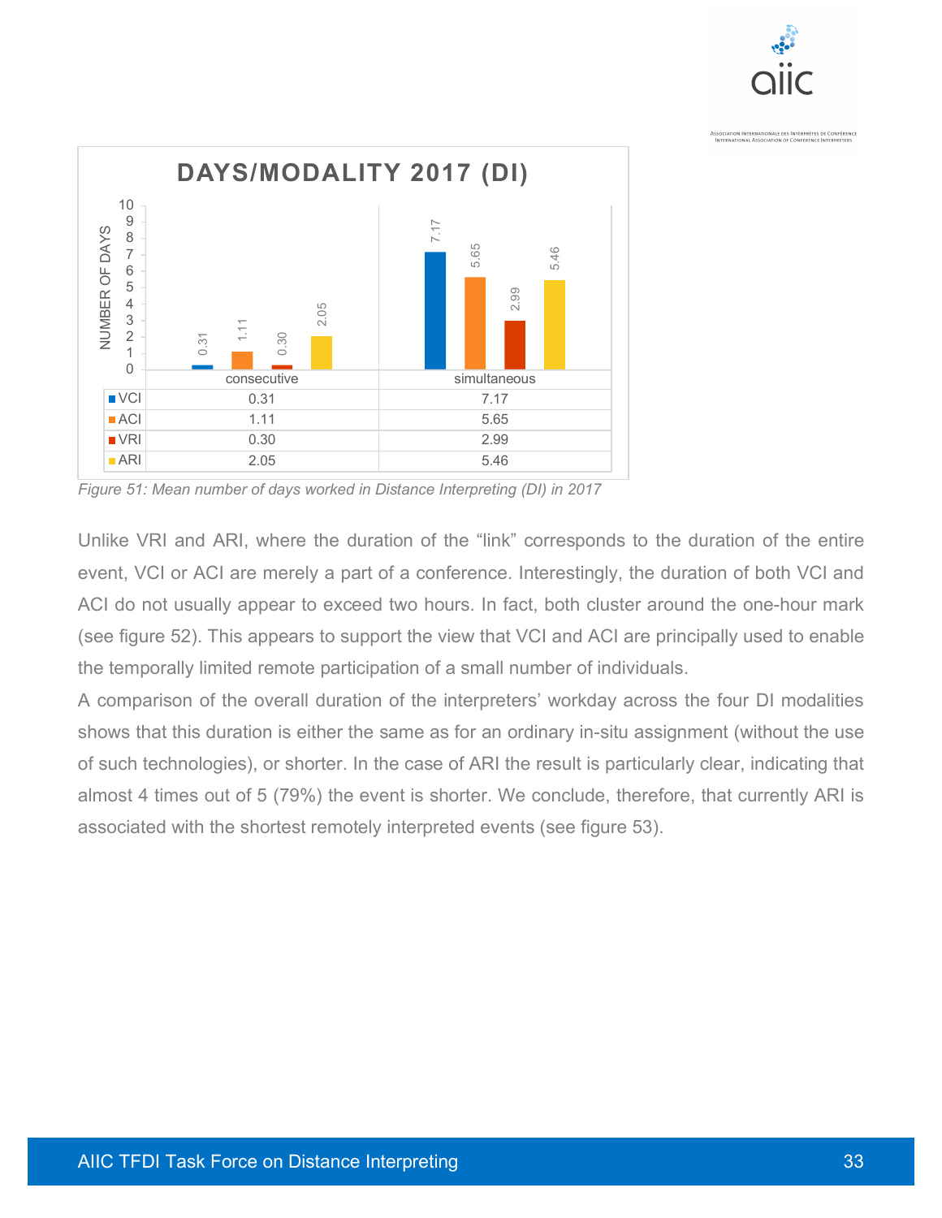**DAYS/MODALITY 2017 (DI)**

| | consecutive | simultaneous |
|---|---|---|
| VCI | 0.31 | 7.17 |
| ACI | 1.11 | 5.65 |
| VRI | 0.30 | 2.99 |
| ARI | 2.05 | 5.46 |

*Figure 51: Mean number of days worked in Distance Interpreting (DI) in 2017*

Unlike VRI and ARI, where the duration of the "link" corresponds to the duration of the entire event, VCI or ACI are merely a part of a conference. Interestingly, the duration of both VCI and ACI do not usually appear to exceed two hours. In fact, both cluster around the one-hour mark (see figure 52). This appears to support the view that VCI and ACI are principally used to enable the temporally limited remote participation of a small number of individuals.

A comparison of the overall duration of the interpreters' workday across the four DI modalities shows that this duration is either the same as for an ordinary in-situ assignment (without the use of such technologies), or shorter. In the case of ARI the result is particularly clear, indicating that almost 4 times out of 5 (79%) the event is shorter. We conclude, therefore, that currently ARI is associated with the shortest remotely interpreted events (see figure 53).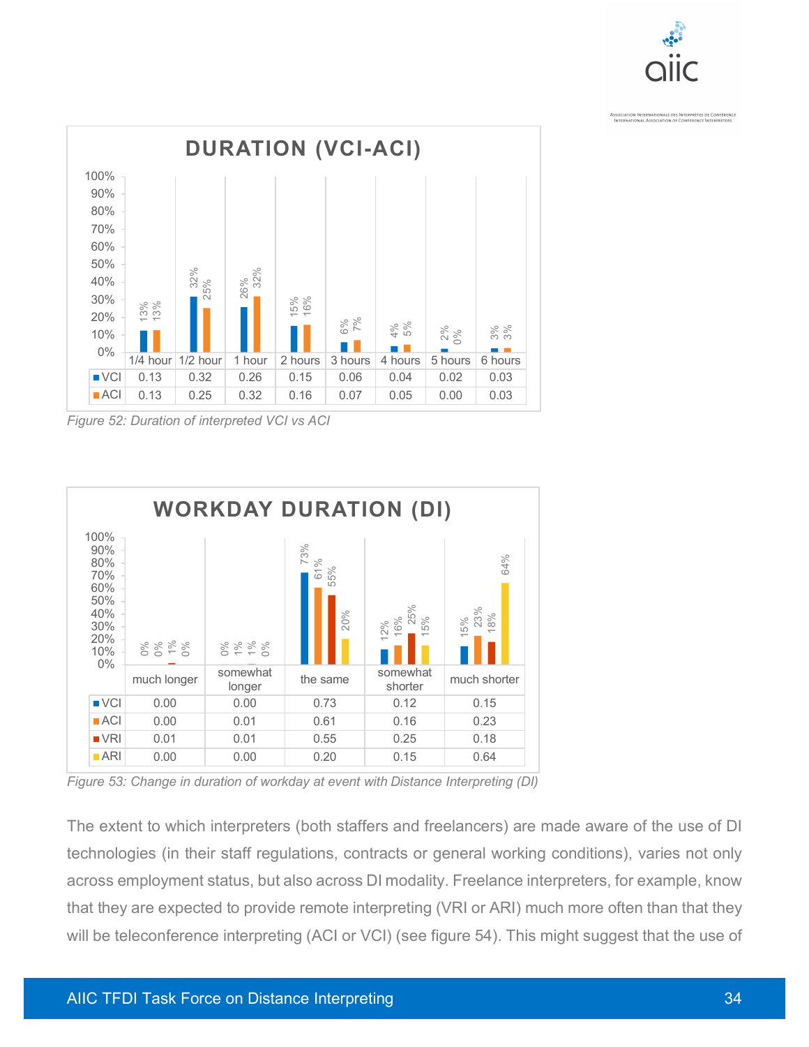**DURATION (VCI-ACI)**

| | 1/4 hour | 1/2 hour | 1 hour | 2 hours | 3 hours | 4 hours | 5 hours | 6 hours |
|---|---|---|---|---|---|---|---|---|
| VCI | 0.13 | 0.32 | 0.26 | 0.15 | 0.06 | 0.04 | 0.02 | 0.03 |
| ACI | 0.13 | 0.25 | 0.32 | 0.16 | 0.07 | 0.05 | 0.00 | 0.03 |

*Figure 52: Duration of interpreted VCI vs ACI*

**WORKDAY DURATION (DI)**

| | much longer | somewhat longer | the same | somewhat shorter | much shorter |
|---|---|---|---|---|---|
| VCI | 0.00 | 0.00 | 0.73 | 0.12 | 0.15 |
| ACI | 0.00 | 0.01 | 0.61 | 0.16 | 0.23 |
| VRI | 0.01 | 0.01 | 0.55 | 0.25 | 0.18 |
| ARI | 0.00 | 0.00 | 0.20 | 0.15 | 0.64 |

*Figure 53: Change in duration of workday at event with Distance Interpreting (DI)*

The extent to which interpreters (both staffers and freelancers) are made aware of the use of DI technologies (in their staff regulations, contracts or general working conditions), varies not only across employment status, but also across DI modality. Freelance interpreters, for example, know that they are expected to provide remote interpreting (VRI or ARI) much more often than that they will be teleconference interpreting (ACI or VCI) (see figure 54). This might suggest that the use of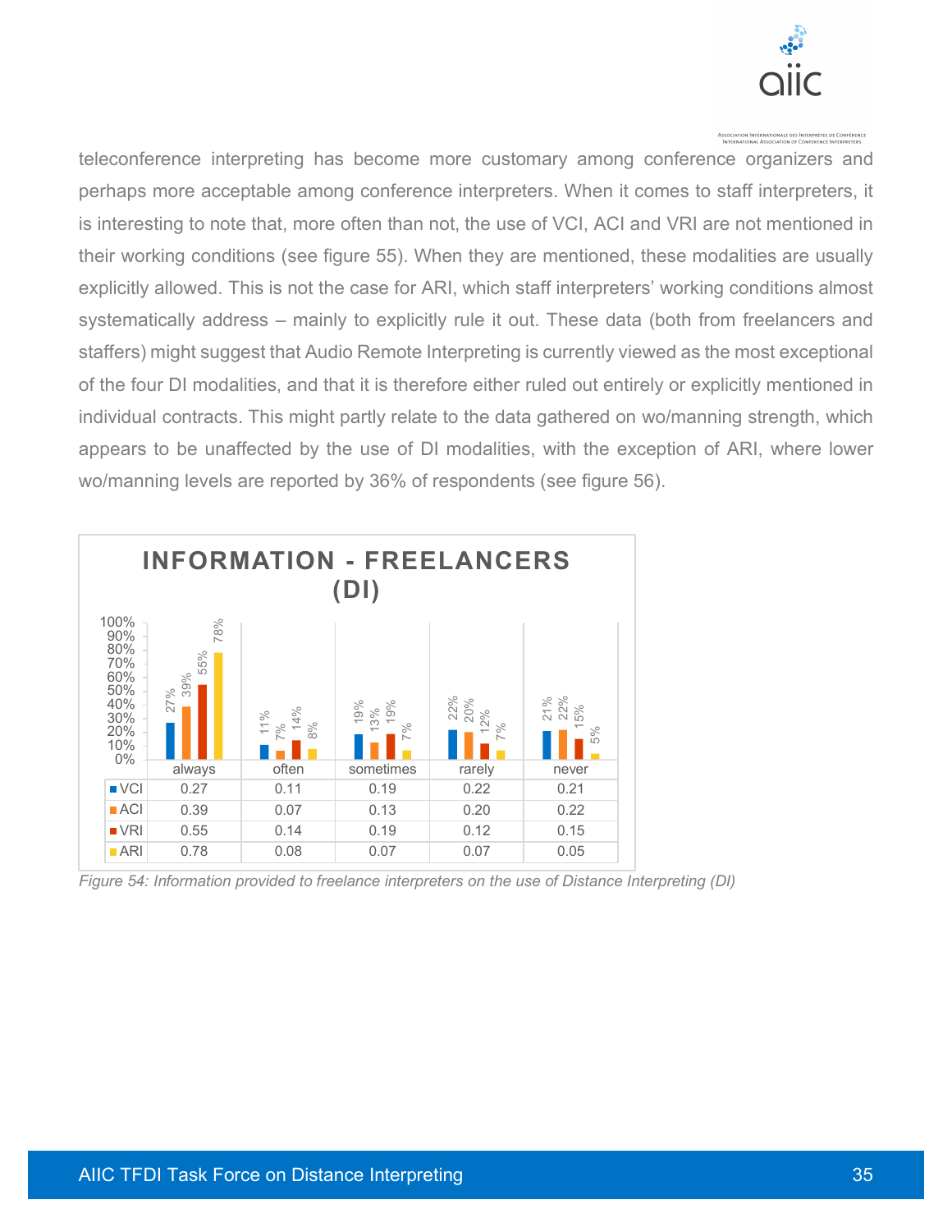teleconference interpreting has become more customary among conference organizers and perhaps more acceptable among conference interpreters. When it comes to staff interpreters, it is interesting to note that, more often than not, the use of VCI, ACI and VRI are not mentioned in their working conditions (see figure 55). When they are mentioned, these modalities are usually explicitly allowed. This is not the case for ARI, which staff interpreters' working conditions almost systematically address – mainly to explicitly rule it out. These data (both from freelancers and staffers) might suggest that Audio Remote Interpreting is currently viewed as the most exceptional of the four DI modalities, and that it is therefore either ruled out entirely or explicitly mentioned in individual contracts. This might partly relate to the data gathered on wo/manning strength, which appears to be unaffected by the use of DI modalities, with the exception of ARI, where lower wo/manning levels are reported by 36% of respondents (see figure 56).

**INFORMATION - FREELANCERS (DI)**

| | always | often | sometimes | rarely | never |
|---|---|---|---|---|---|
| VCI | 0.27 | 0.11 | 0.19 | 0.22 | 0.21 |
| ACI | 0.39 | 0.07 | 0.13 | 0.20 | 0.22 |
| VRI | 0.55 | 0.14 | 0.19 | 0.12 | 0.15 |
| ARI | 0.78 | 0.08 | 0.07 | 0.07 | 0.05 |

*Figure 54: Information provided to freelance interpreters on the use of Distance Interpreting (DI)*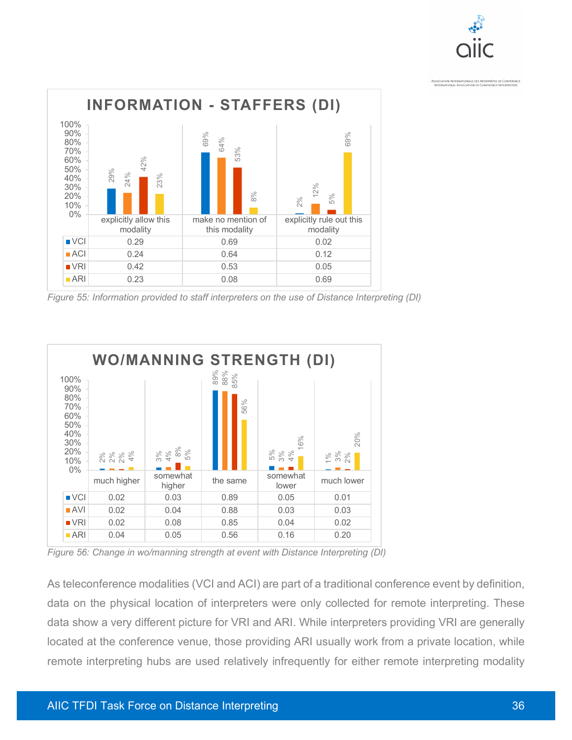**INFORMATION - STAFFERS (DI)**

| | explicitly allow this modality | make no mention of this modality | explicitly rule out this modality |
|---|---|---|---|
| VCI | 0.29 | 0.69 | 0.02 |
| ACI | 0.24 | 0.64 | 0.12 |
| VRI | 0.42 | 0.53 | 0.05 |
| ARI | 0.23 | 0.08 | 0.69 |

*Figure 55: Information provided to staff interpreters on the use of Distance Interpreting (DI)*

**WO/MANNING STRENGTH (DI)**

| | much higher | somewhat higher | the same | somewhat lower | much lower |
|---|---|---|---|---|---|
| VCI | 0.02 | 0.03 | 0.89 | 0.05 | 0.01 |
| AVI | 0.02 | 0.04 | 0.88 | 0.03 | 0.03 |
| VRI | 0.02 | 0.08 | 0.85 | 0.04 | 0.02 |
| ARI | 0.04 | 0.05 | 0.56 | 0.16 | 0.20 |

*Figure 56: Change in wo/manning strength at event with Distance Interpreting (DI)*

As teleconference modalities (VCI and ACI) are part of a traditional conference event by definition, data on the physical location of interpreters were only collected for remote interpreting. These data show a very different picture for VRI and ARI. While interpreters providing VRI are generally located at the conference venue, those providing ARI usually work from a private location, while remote interpreting hubs are used relatively infrequently for either remote interpreting modality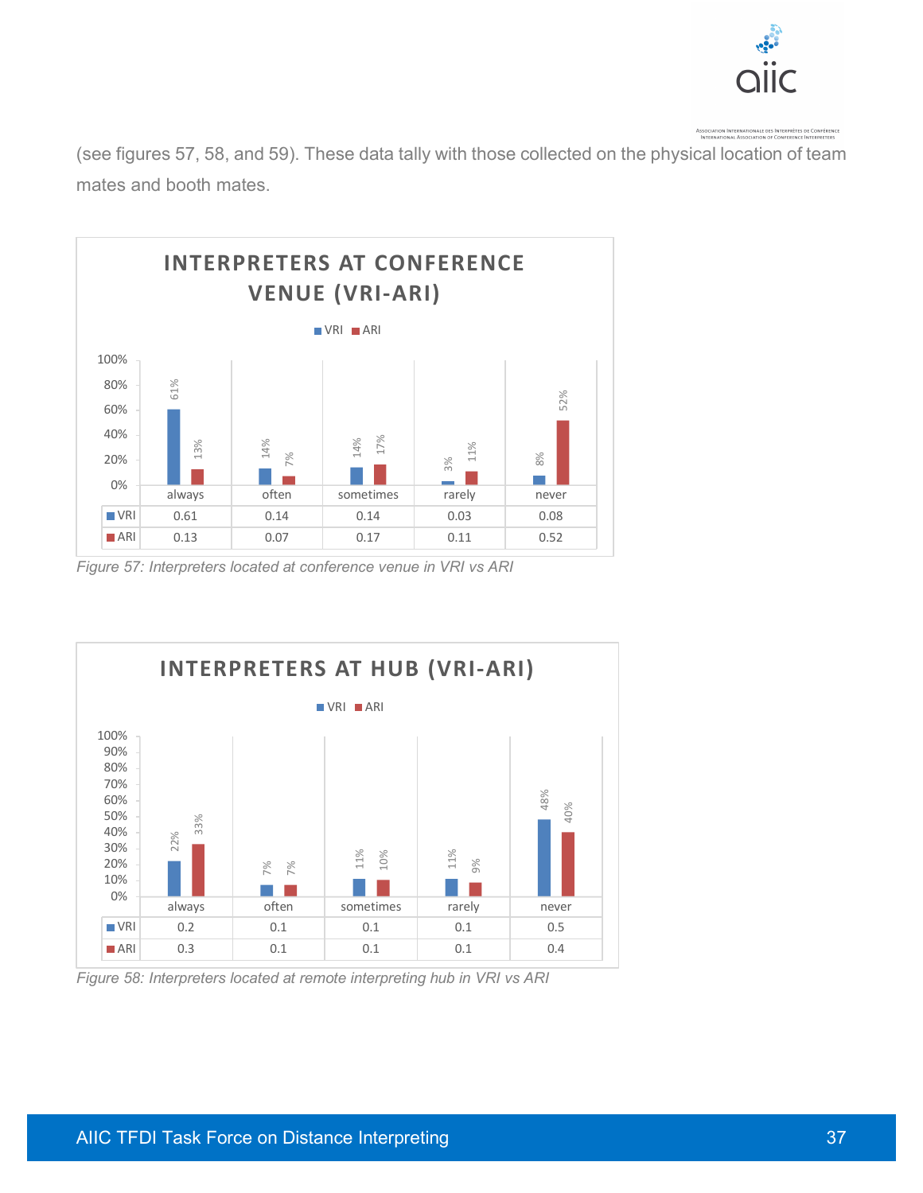(see figures 57, 58, and 59). These data tally with those collected on the physical location of team mates and booth mates.

**INTERPRETERS AT CONFERENCE VENUE (VRI-ARI)**

| | always | often | sometimes | rarely | never |
|---|---|---|---|---|---|
| VRI | 0.61 | 0.14 | 0.14 | 0.03 | 0.08 |
| ARI | 0.13 | 0.07 | 0.17 | 0.11 | 0.52 |

*Figure 57: Interpreters located at conference venue in VRI vs ARI*

**INTERPRETERS AT HUB (VRI-ARI)**

| | always | often | sometimes | rarely | never |
|---|---|---|---|---|---|
| VRI | 0.2 | 0.1 | 0.1 | 0.1 | 0.5 |
| ARI | 0.3 | 0.1 | 0.1 | 0.1 | 0.4 |

*Figure 58: Interpreters located at remote interpreting hub in VRI vs ARI*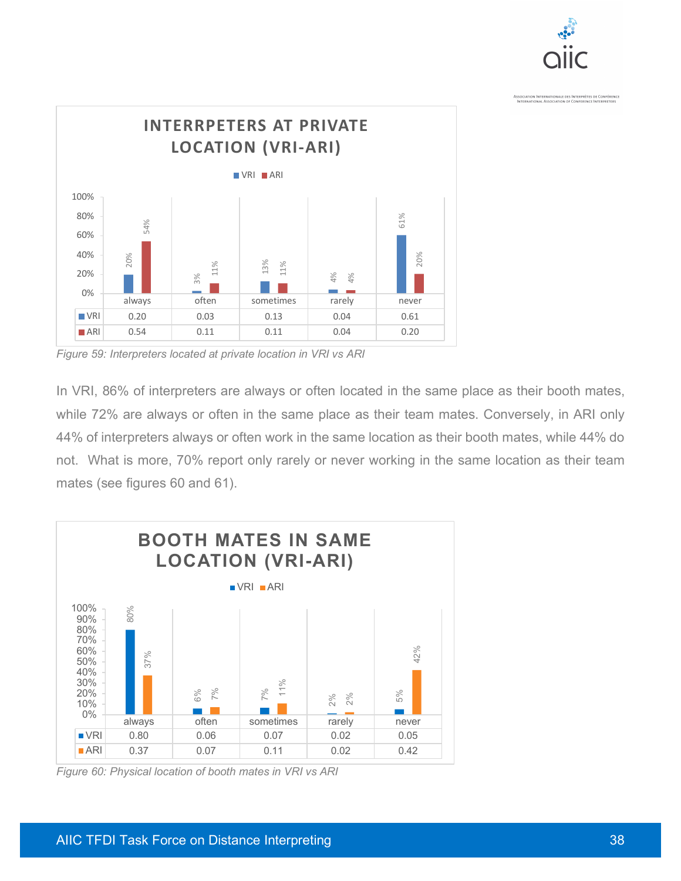## INTERRPETERS AT PRIVATE LOCATION (VRI-ARI)

| | always | often | sometimes | rarely | never |
|---|---|---|---|---|---|
| VRI | 0.20 | 0.03 | 0.13 | 0.04 | 0.61 |
| ARI | 0.54 | 0.11 | 0.11 | 0.04 | 0.20 |

*Figure 59: Interpreters located at private location in VRI vs ARI*

In VRI, 86% of interpreters are always or often located in the same place as their booth mates, while 72% are always or often in the same place as their team mates. Conversely, in ARI only 44% of interpreters always or often work in the same location as their booth mates, while 44% do not. What is more, 70% report only rarely or never working in the same location as their team mates (see figures 60 and 61).

## BOOTH MATES IN SAME LOCATION (VRI-ARI)

| | always | often | sometimes | rarely | never |
|---|---|---|---|---|---|
| VRI | 0.80 | 0.06 | 0.07 | 0.02 | 0.05 |
| ARI | 0.37 | 0.07 | 0.11 | 0.02 | 0.42 |

*Figure 60: Physical location of booth mates in VRI vs ARI*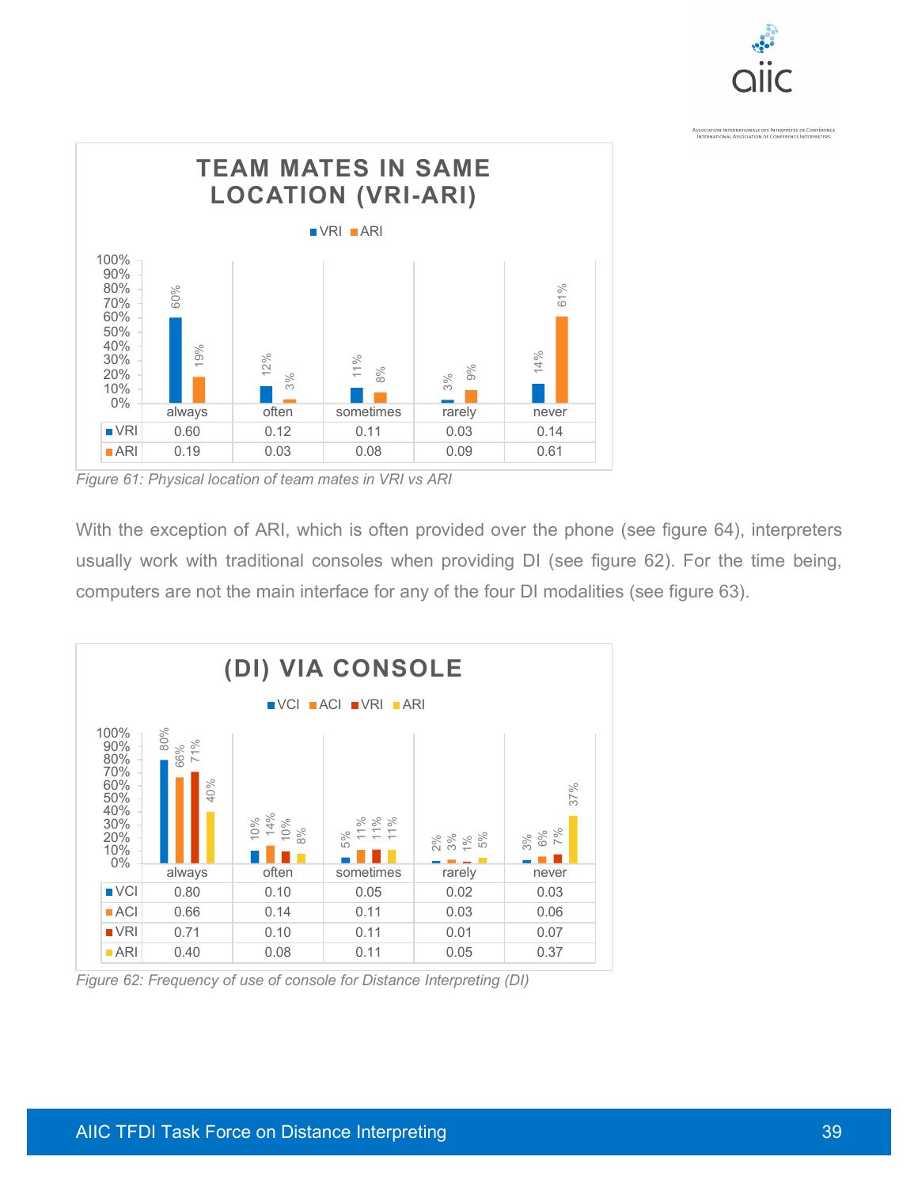**TEAM MATES IN SAME LOCATION (VRI-ARI)**

| | always | often | sometimes | rarely | never |
|---|---|---|---|---|---|
| VRI | 0.60 | 0.12 | 0.11 | 0.03 | 0.14 |
| ARI | 0.19 | 0.03 | 0.08 | 0.09 | 0.61 |

*Figure 61: Physical location of team mates in VRI vs ARI*

With the exception of ARI, which is often provided over the phone (see figure 64), interpreters usually work with traditional consoles when providing DI (see figure 62). For the time being, computers are not the main interface for any of the four DI modalities (see figure 63).

**(DI) VIA CONSOLE**

| | always | often | sometimes | rarely | never |
|---|---|---|---|---|---|
| VCI | 0.80 | 0.10 | 0.05 | 0.02 | 0.03 |
| ACI | 0.66 | 0.14 | 0.11 | 0.03 | 0.06 |
| VRI | 0.71 | 0.10 | 0.11 | 0.01 | 0.07 |
| ARI | 0.40 | 0.08 | 0.11 | 0.05 | 0.37 |

*Figure 62: Frequency of use of console for Distance Interpreting (DI)*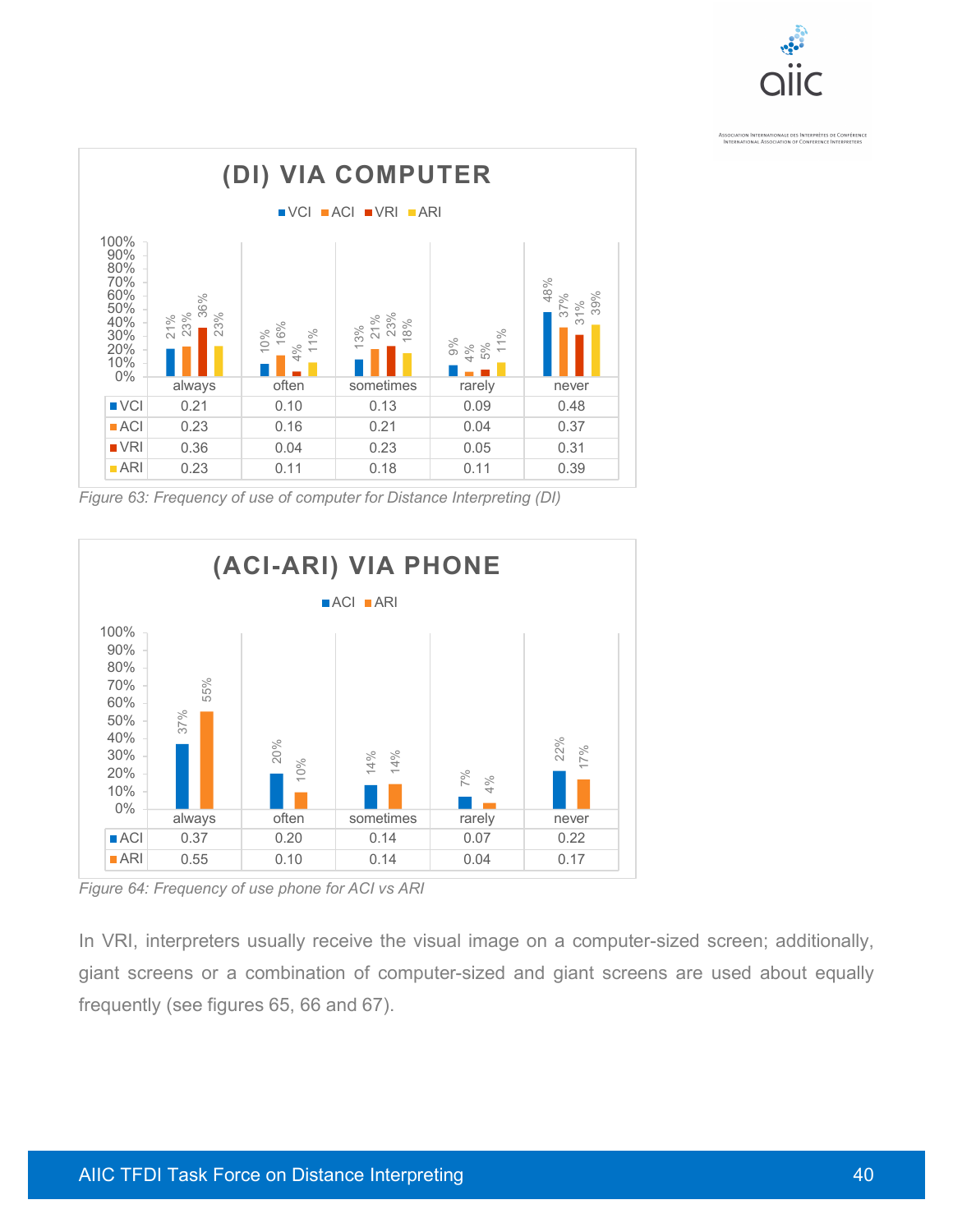**(DI) VIA COMPUTER**

| | always | often | sometimes | rarely | never |
|---|---|---|---|---|---|
| VCI | 0.21 | 0.10 | 0.13 | 0.09 | 0.48 |
| ACI | 0.23 | 0.16 | 0.21 | 0.04 | 0.37 |
| VRI | 0.36 | 0.04 | 0.23 | 0.05 | 0.31 |
| ARI | 0.23 | 0.11 | 0.18 | 0.11 | 0.39 |

*Figure 63: Frequency of use of computer for Distance Interpreting (DI)*

**(ACI-ARI) VIA PHONE**

| | always | often | sometimes | rarely | never |
|---|---|---|---|---|---|
| ACI | 0.37 | 0.20 | 0.14 | 0.07 | 0.22 |
| ARI | 0.55 | 0.10 | 0.14 | 0.04 | 0.17 |

*Figure 64: Frequency of use phone for ACI vs ARI*

In VRI, interpreters usually receive the visual image on a computer-sized screen; additionally, giant screens or a combination of computer-sized and giant screens are used about equally frequently (see figures 65, 66 and 67).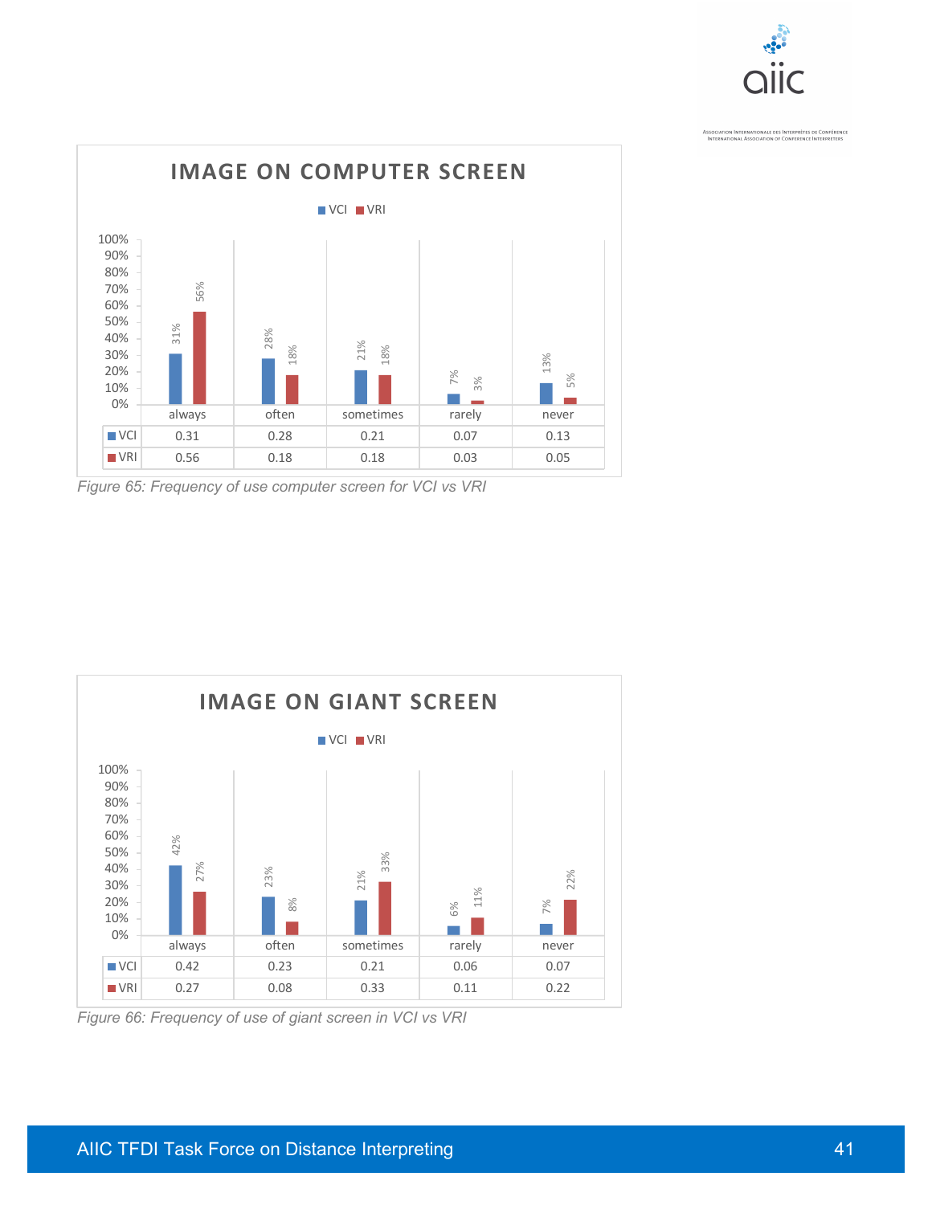**IMAGE ON COMPUTER SCREEN**

| | always | often | sometimes | rarely | never |
|---|---|---|---|---|---|
| VCI | 0.31 | 0.28 | 0.21 | 0.07 | 0.13 |
| VRI | 0.56 | 0.18 | 0.18 | 0.03 | 0.05 |

*Figure 65: Frequency of use computer screen for VCI vs VRI*

**IMAGE ON GIANT SCREEN**

| | always | often | sometimes | rarely | never |
|---|---|---|---|---|---|
| VCI | 0.42 | 0.23 | 0.21 | 0.06 | 0.07 |
| VRI | 0.27 | 0.08 | 0.33 | 0.11 | 0.22 |

*Figure 66: Frequency of use of giant screen in VCI vs VRI*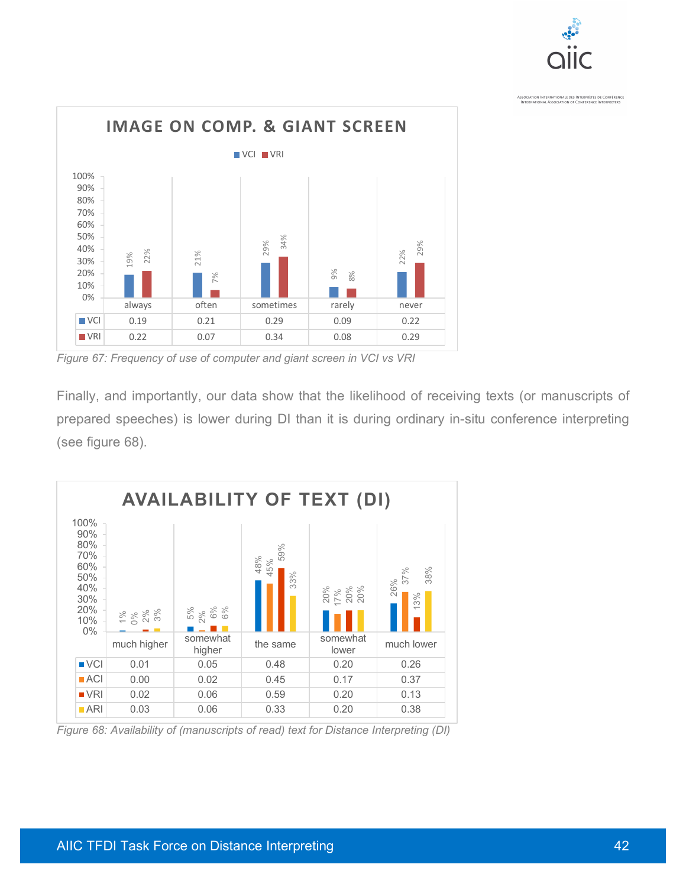**IMAGE ON COMP. & GIANT SCREEN**

| | always | often | sometimes | rarely | never |
|---|---|---|---|---|---|
| VCI | 0.19 | 0.21 | 0.29 | 0.09 | 0.22 |
| VRI | 0.22 | 0.07 | 0.34 | 0.08 | 0.29 |

*Figure 67: Frequency of use of computer and giant screen in VCI vs VRI*

Finally, and importantly, our data show that the likelihood of receiving texts (or manuscripts of prepared speeches) is lower during DI than it is during ordinary in-situ conference interpreting (see figure 68).

**AVAILABILITY OF TEXT (DI)**

| | much higher | somewhat higher | the same | somewhat lower | much lower |
|---|---|---|---|---|---|
| VCI | 0.01 | 0.05 | 0.48 | 0.20 | 0.26 |
| ACI | 0.00 | 0.02 | 0.45 | 0.17 | 0.37 |
| VRI | 0.02 | 0.06 | 0.59 | 0.20 | 0.13 |
| ARI | 0.03 | 0.06 | 0.33 | 0.20 | 0.38 |

*Figure 68: Availability of (manuscripts of read) text for Distance Interpreting (DI)*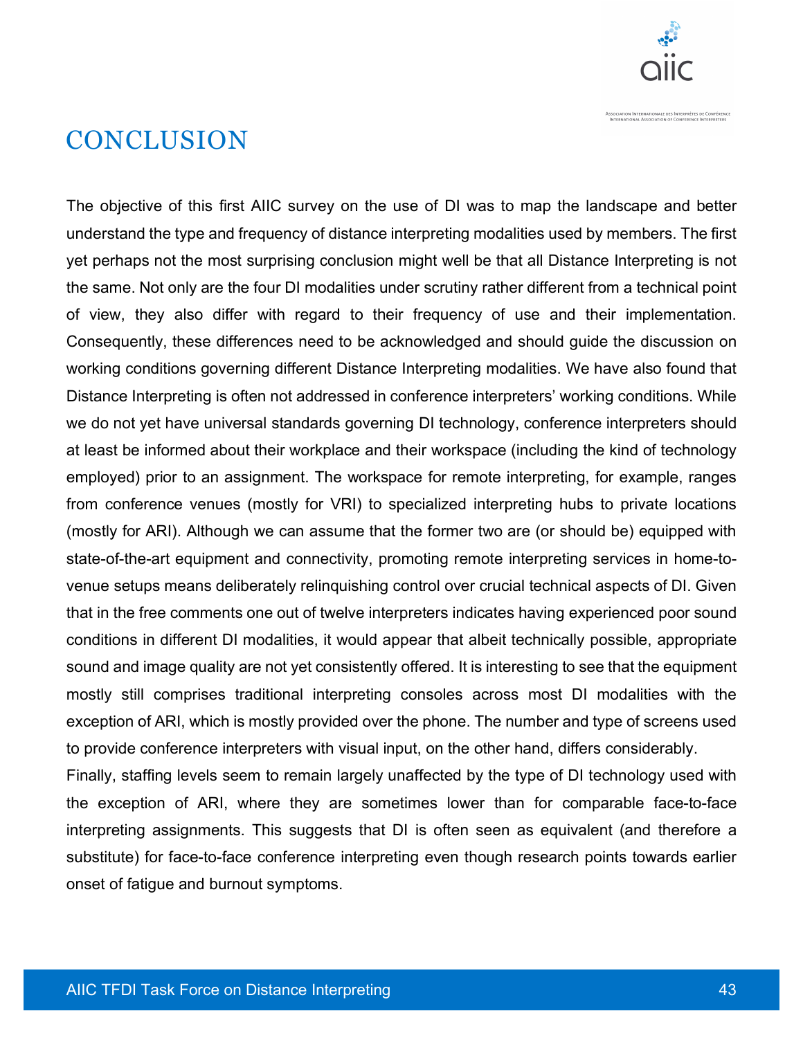# CONCLUSION

The objective of this first AIIC survey on the use of DI was to map the landscape and better understand the type and frequency of distance interpreting modalities used by members. The first yet perhaps not the most surprising conclusion might well be that all Distance Interpreting is not the same. Not only are the four DI modalities under scrutiny rather different from a technical point of view, they also differ with regard to their frequency of use and their implementation. Consequently, these differences need to be acknowledged and should guide the discussion on working conditions governing different Distance Interpreting modalities. We have also found that Distance Interpreting is often not addressed in conference interpreters' working conditions. While we do not yet have universal standards governing DI technology, conference interpreters should at least be informed about their workplace and their workspace (including the kind of technology employed) prior to an assignment. The workspace for remote interpreting, for example, ranges from conference venues (mostly for VRI) to specialized interpreting hubs to private locations (mostly for ARI). Although we can assume that the former two are (or should be) equipped with state-of-the-art equipment and connectivity, promoting remote interpreting services in home-to-venue setups means deliberately relinquishing control over crucial technical aspects of DI. Given that in the free comments one out of twelve interpreters indicates having experienced poor sound conditions in different DI modalities, it would appear that albeit technically possible, appropriate sound and image quality are not yet consistently offered. It is interesting to see that the equipment mostly still comprises traditional interpreting consoles across most DI modalities with the exception of ARI, which is mostly provided over the phone. The number and type of screens used to provide conference interpreters with visual input, on the other hand, differs considerably.

Finally, staffing levels seem to remain largely unaffected by the type of DI technology used with the exception of ARI, where they are sometimes lower than for comparable face-to-face interpreting assignments. This suggests that DI is often seen as equivalent (and therefore a substitute) for face-to-face conference interpreting even though research points towards earlier onset of fatigue and burnout symptoms.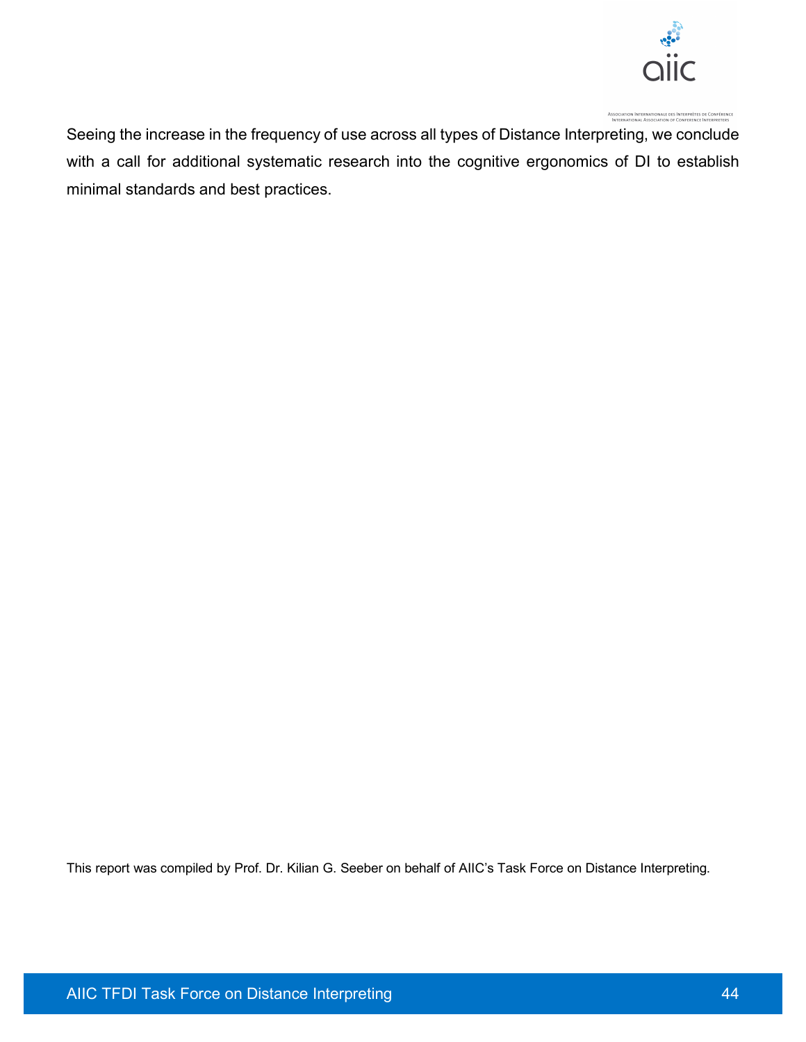Seeing the increase in the frequency of use across all types of Distance Interpreting, we conclude with a call for additional systematic research into the cognitive ergonomics of DI to establish minimal standards and best practices.

This report was compiled by Prof. Dr. Kilian G. Seeber on behalf of AIIC's Task Force on Distance Interpreting.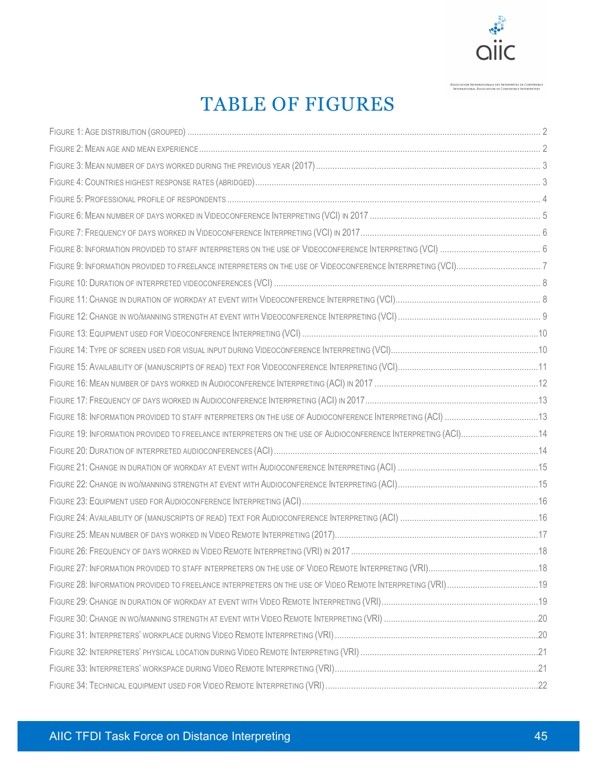# TABLE OF FIGURES

Figure 1: Age distribution (grouped) ..... 2
Figure 2: Mean age and mean experience ..... 2
Figure 3: Mean number of days worked during the previous year (2017) ..... 3
Figure 4: Countries highest response rates (abridged) ..... 3
Figure 5: Professional profile of respondents ..... 4
Figure 6: Mean number of days worked in Videoconference Interpreting (VCI) in 2017 ..... 5
Figure 7: Frequency of days worked in Videoconference Interpreting (VCI) in 2017 ..... 6
Figure 8: Information provided to staff interpreters on the use of Videoconference Interpreting (VCI) ..... 6
Figure 9: Information provided to freelance interpreters on the use of Videoconference Interpreting (VCI) ..... 7
Figure 10: Duration of interpreted videoconferences (VCI) ..... 8
Figure 11: Change in duration of workday at event with Videoconference Interpreting (VCI) ..... 8
Figure 12: Change in wo/manning strength at event with Videoconference Interpreting (VCI) ..... 9
Figure 13: Equipment used for Videoconference Interpreting (VCI) ..... 10
Figure 14: Type of screen used for visual input during Videoconference Interpreting (VCI) ..... 10
Figure 15: Availability of (manuscripts of read) text for Videoconference Interpreting (VCI) ..... 11
Figure 16: Mean number of days worked in Audioconference Interpreting (ACI) in 2017 ..... 12
Figure 17: Frequency of days worked in Audioconference Interpreting (ACI) in 2017 ..... 13
Figure 18: Information provided to staff interpreters on the use of Audioconference Interpreting (ACI) ..... 13
Figure 19: Information provided to freelance interpreters on the use of Audioconference Interpreting (ACI) ..... 14
Figure 20: Duration of interpreted audioconferences (ACI) ..... 14
Figure 21: Change in duration of workday at event with Audioconference Interpreting (ACI) ..... 15
Figure 22: Change in wo/manning strength at event with Audioconference Interpreting (ACI) ..... 15
Figure 23: Equipment used for Audioconference Interpreting (ACI) ..... 16
Figure 24: Availability of (manuscripts of read) text for Audioconference Interpreting (ACI) ..... 16
Figure 25: Mean number of days worked in Video Remote Interpreting (2017) ..... 17
Figure 26: Frequency of days worked in Video Remote Interpreting (VRI) in 2017 ..... 18
Figure 27: Information provided to staff interpreters on the use of Video Remote Interpreting (VRI) ..... 18
Figure 28: Information provided to freelance interpreters on the use of Video Remote Interpreting (VRI) ..... 19
Figure 29: Change in duration of workday at event with Video Remote Interpreting (VRI) ..... 19
Figure 30: Change in wo/manning strength at event with Video Remote Interpreting (VRI) ..... 20
Figure 31: Interpreters' workplace during Video Remote Interpreting (VRI) ..... 20
Figure 32: Interpreters' physical location during Video Remote Interpreting (VRI) ..... 21
Figure 33: Interpreters' workspace during Video Remote Interpreting (VRI) ..... 21
Figure 34: Technical equipment used for Video Remote Interpreting (VRI) ..... 22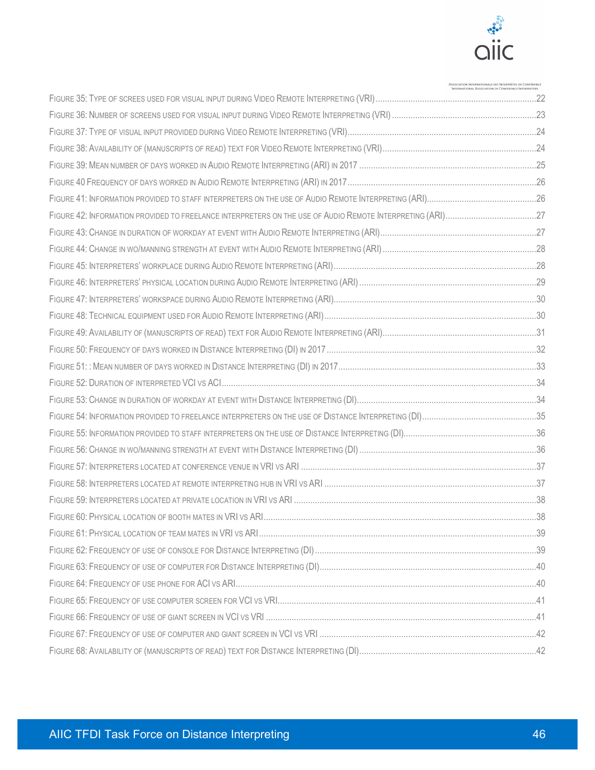Figure 35: Type of screes used for visual input during Video Remote Interpreting (VRI) ....................22
Figure 36: Number of screens used for visual input during Video Remote Interpreting (VRI) ....................23
Figure 37: Type of visual input provided during Video Remote Interpreting (VRI) ....................24
Figure 38: Availability of (manuscripts of read) text for Video Remote Interpreting (VRI) ....................24
Figure 39: Mean number of days worked in Audio Remote Interpreting (ARI) in 2017 ....................25
Figure 40 Frequency of days worked in Audio Remote Interpreting (ARI) in 2017 ....................26
Figure 41: Information provided to staff interpreters on the use of Audio Remote Interpreting (ARI) ....................26
Figure 42: Information provided to freelance interpreters on the use of Audio Remote Interpreting (ARI) ....................27
Figure 43: Change in duration of workday at event with Audio Remote Interpreting (ARI) ....................27
Figure 44: Change in wo/manning strength at event with Audio Remote Interpreting (ARI) ....................28
Figure 45: Interpreters' workplace during Audio Remote Interpreting (ARI) ....................28
Figure 46: Interpreters' physical location during Audio Remote Interpreting (ARI) ....................29
Figure 47: Interpreters' workspace during Audio Remote Interpreting (ARI) ....................30
Figure 48: Technical equipment used for Audio Remote Interpreting (ARI) ....................30
Figure 49: Availability of (manuscripts of read) text for Audio Remote Interpreting (ARI) ....................31
Figure 50: Frequency of days worked in Distance Interpreting (DI) in 2017 ....................32
Figure 51: : Mean number of days worked in Distance Interpreting (DI) in 2017 ....................33
Figure 52: Duration of interpreted VCI vs ACI ....................34
Figure 53: Change in duration of workday at event with Distance Interpreting (DI) ....................34
Figure 54: Information provided to freelance interpreters on the use of Distance Interpreting (DI) ....................35
Figure 55: Information provided to staff interpreters on the use of Distance Interpreting (DI) ....................36
Figure 56: Change in wo/manning strength at event with Distance Interpreting (DI) ....................36
Figure 57: Interpreters located at conference venue in VRI vs ARI ....................37
Figure 58: Interpreters located at remote interpreting hub in VRI vs ARI ....................37
Figure 59: Interpreters located at private location in VRI vs ARI ....................38
Figure 60: Physical location of booth mates in VRI vs ARI ....................38
Figure 61: Physical location of team mates in VRI vs ARI ....................39
Figure 62: Frequency of use of console for Distance Interpreting (DI) ....................39
Figure 63: Frequency of use of computer for Distance Interpreting (DI) ....................40
Figure 64: Frequency of use phone for ACI vs ARI ....................40
Figure 65: Frequency of use computer screen for VCI vs VRI ....................41
Figure 66: Frequency of use of giant screen in VCI vs VRI ....................41
Figure 67: Frequency of use of computer and giant screen in VCI vs VRI ....................42
Figure 68: Availability of (manuscripts of read) text for Distance Interpreting (DI) ....................42